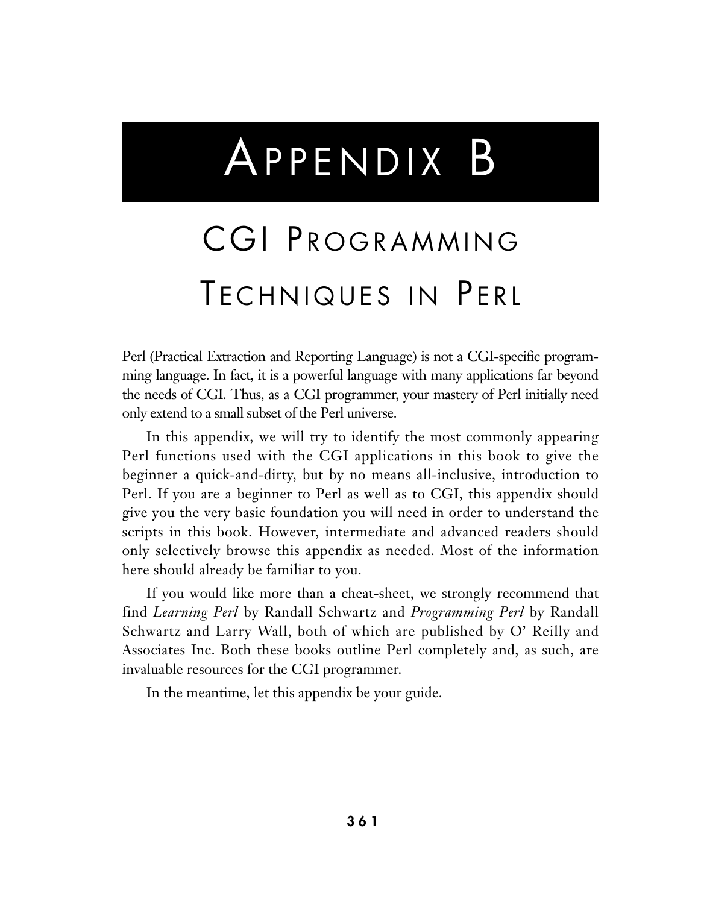# Appendix B

# CGI Programming Techniques in Perl

Perl (Practical Extraction and Reporting Language) is not a CGI-specific programming language. In fact, it is a powerful language with many applications far beyond the needs of CGI. Thus, as a CGI programmer, your mastery of Perl initially need only extend to a small subset of the Perl universe.

In this appendix, we will try to identify the most commonly appearing Perl functions used with the CGI applications in this book to give the beginner a quick-and-dirty, but by no means all-inclusive, introduction to Perl. If you are a beginner to Perl as well as to CGI, this appendix should give you the very basic foundation you will need in order to understand the scripts in this book. However, intermediate and advanced readers should only selectively browse this appendix as needed. Most of the information here should already be familiar to you.

If you would like more than a cheat-sheet, we strongly recommend that find *Learning Perl* by Randall Schwartz and *Programming Perl* by Randall Schwartz and Larry Wall, both of which are published by O' Reilly and Associates Inc. Both these books outline Perl completely and, as such, are invaluable resources for the CGI programmer.

In the meantime, let this appendix be your guide.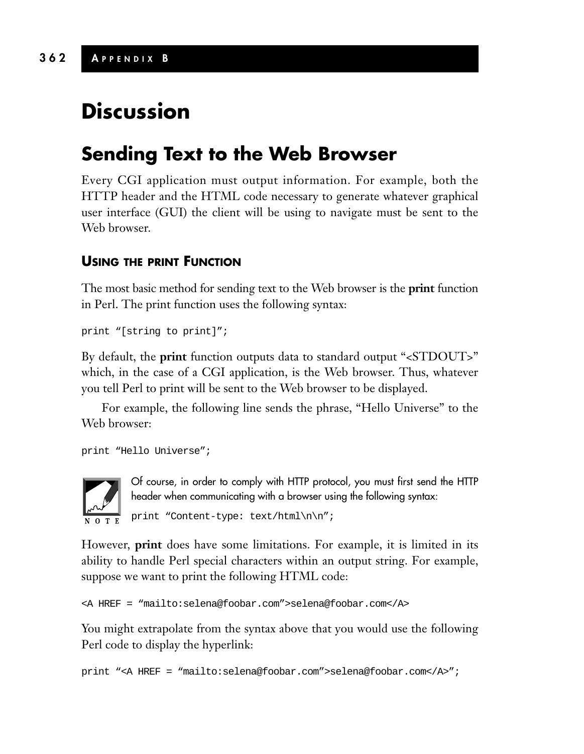# Discussion

## Sending Text to the Web Browser

Every CGI application must output information. For example, both the HTTP header and the HTML code necessary to generate whatever graphical user interface (GUI) the client will be using to navigate must be sent to the Web browser.

### Using the print Function

The most basic method for sending text to the Web browser is the **print** function in Perl. The print function uses the following syntax:

```
print “[string to print]”;
```

By default, the **print** function outputs data to standard output “<STDOUT>” which, in the case of a CGI application, is the Web browser. Thus, whatever you tell Perl to print will be sent to the Web browser to be displayed.

For example, the following line sends the phrase, “Hello Universe” to the Web browser:

```
print “Hello Universe”;
```

NOTE: Of course, in order to comply with HTTP protocol, you must first send the HTTP header when communicating with a browser using the following syntax:

```
print “Content-type: text/html\n\n”;
```

However, **print** does have some limitations. For example, it is limited in its ability to handle Perl special characters within an output string. For example, suppose we want to print the following HTML code:

```
<A HREF = “mailto:selena@foobar.com”>selena@foobar.com</A>
```

You might extrapolate from the syntax above that you would use the following Perl code to display the hyperlink:

```
print “<A HREF = “mailto:selena@foobar.com”>selena@foobar.com</A>”;
```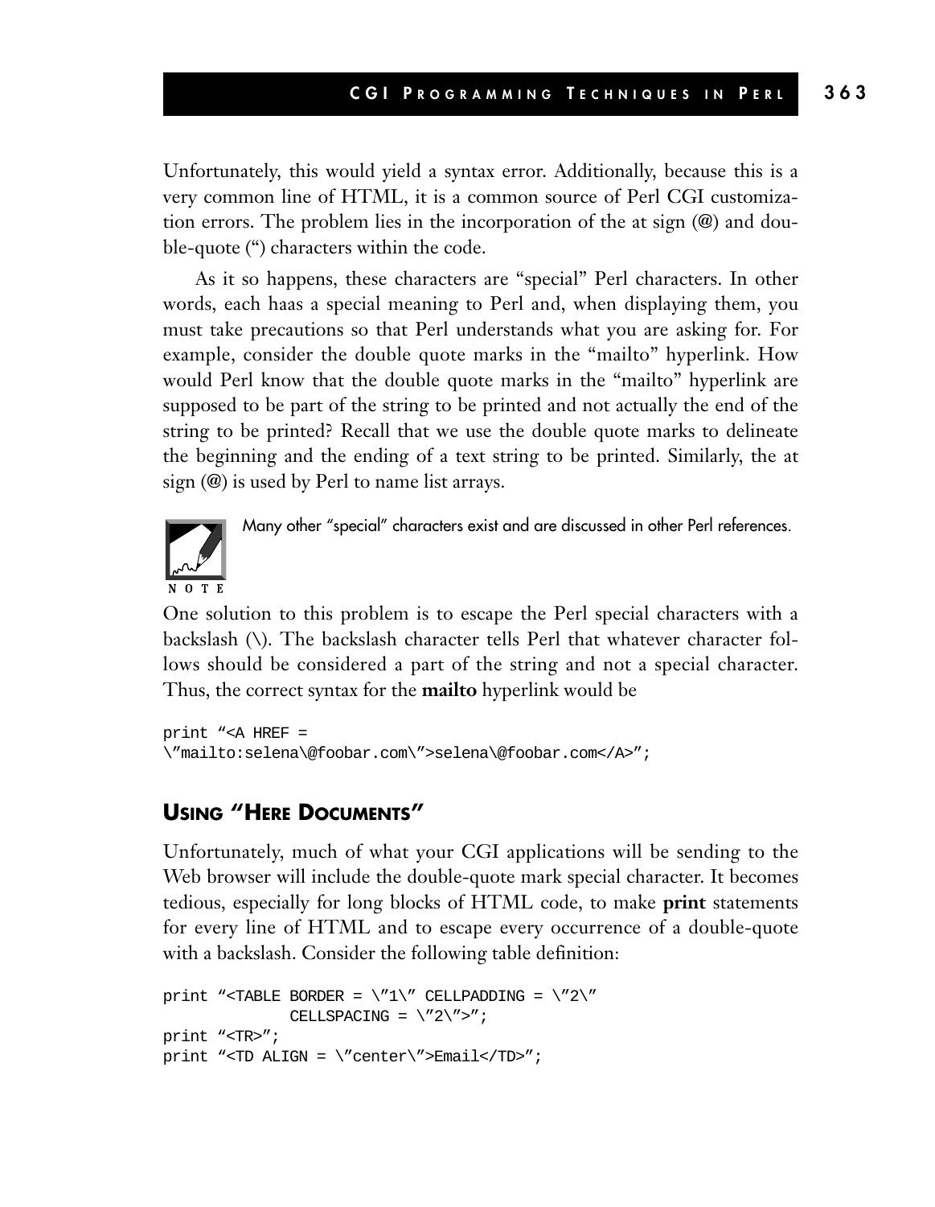Unfortunately, this would yield a syntax error. Additionally, because this is a very common line of HTML, it is a common source of Perl CGI customization errors. The problem lies in the incorporation of the at sign (@) and double-quote (") characters within the code.

As it so happens, these characters are "special" Perl characters. In other words, each haas a special meaning to Perl and, when displaying them, you must take precautions so that Perl understands what you are asking for. For example, consider the double quote marks in the "mailto" hyperlink. How would Perl know that the double quote marks in the "mailto" hyperlink are supposed to be part of the string to be printed and not actually the end of the string to be printed? Recall that we use the double quote marks to delineate the beginning and the ending of a text string to be printed. Similarly, the at sign (@) is used by Perl to name list arrays.

NOTE: Many other "special" characters exist and are discussed in other Perl references.

One solution to this problem is to escape the Perl special characters with a backslash (\). The backslash character tells Perl that whatever character follows should be considered a part of the string and not a special character. Thus, the correct syntax for the **mailto** hyperlink would be

```
print "<A HREF =
\"mailto:selena\@foobar.com\">selena\@foobar.com</A>";
```

## USING "HERE DOCUMENTS"

Unfortunately, much of what your CGI applications will be sending to the Web browser will include the double-quote mark special character. It becomes tedious, especially for long blocks of HTML code, to make **print** statements for every line of HTML and to escape every occurrence of a double-quote with a backslash. Consider the following table definition:

```
print "<TABLE BORDER = \"1\" CELLPADDING = \"2\"
           CELLSPACING = \"2\">";
print "<TR>";
print "<TD ALIGN = \"center\">Email</TD>";
```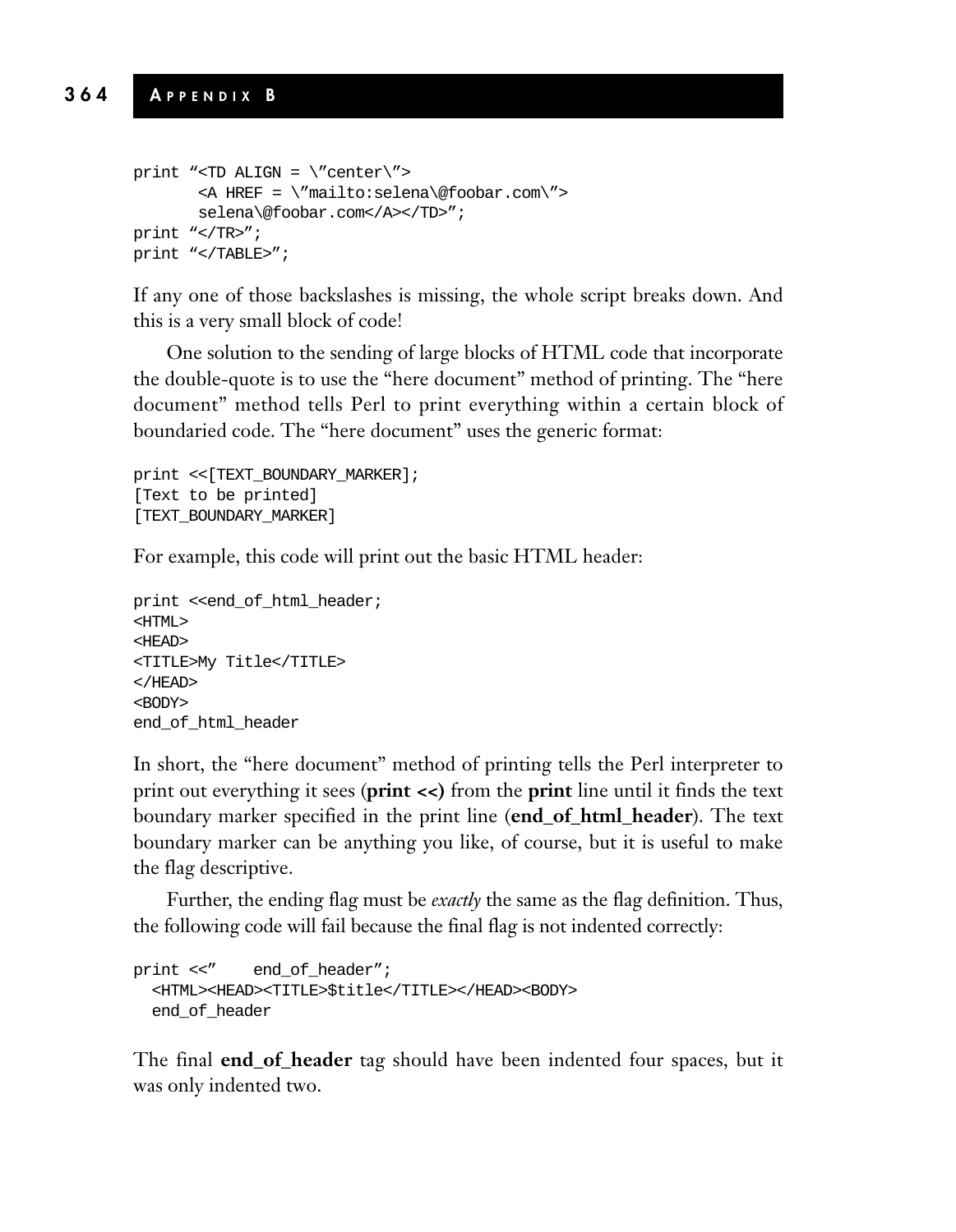```
print "<TD ALIGN = \"center\">
       <A HREF = \"mailto:selena\@foobar.com\">
       selena\@foobar.com</A></TD>";
print "</TR>";
print "</TABLE>";
```

If any one of those backslashes is missing, the whole script breaks down. And this is a very small block of code!

One solution to the sending of large blocks of HTML code that incorporate the double-quote is to use the "here document" method of printing. The "here document" method tells Perl to print everything within a certain block of boundaried code. The "here document" uses the generic format:

```
print <<[TEXT_BOUNDARY_MARKER];
[Text to be printed]
[TEXT_BOUNDARY_MARKER]
```

For example, this code will print out the basic HTML header:

```
print <<end_of_html_header;
<HTML>
<HEAD>
<TITLE>My Title</TITLE>
</HEAD>
<BODY>
end_of_html_header
```

In short, the "here document" method of printing tells the Perl interpreter to print out everything it sees (**print <<**) from the **print** line until it finds the text boundary marker specified in the print line (**end_of_html_header**). The text boundary marker can be anything you like, of course, but it is useful to make the flag descriptive.

Further, the ending flag must be *exactly* the same as the flag definition. Thus, the following code will fail because the final flag is not indented correctly:

```
print <<"    end_of_header";
  <HTML><HEAD><TITLE>$title</TITLE></HEAD><BODY>
  end_of_header
```

The final **end_of_header** tag should have been indented four spaces, but it was only indented two.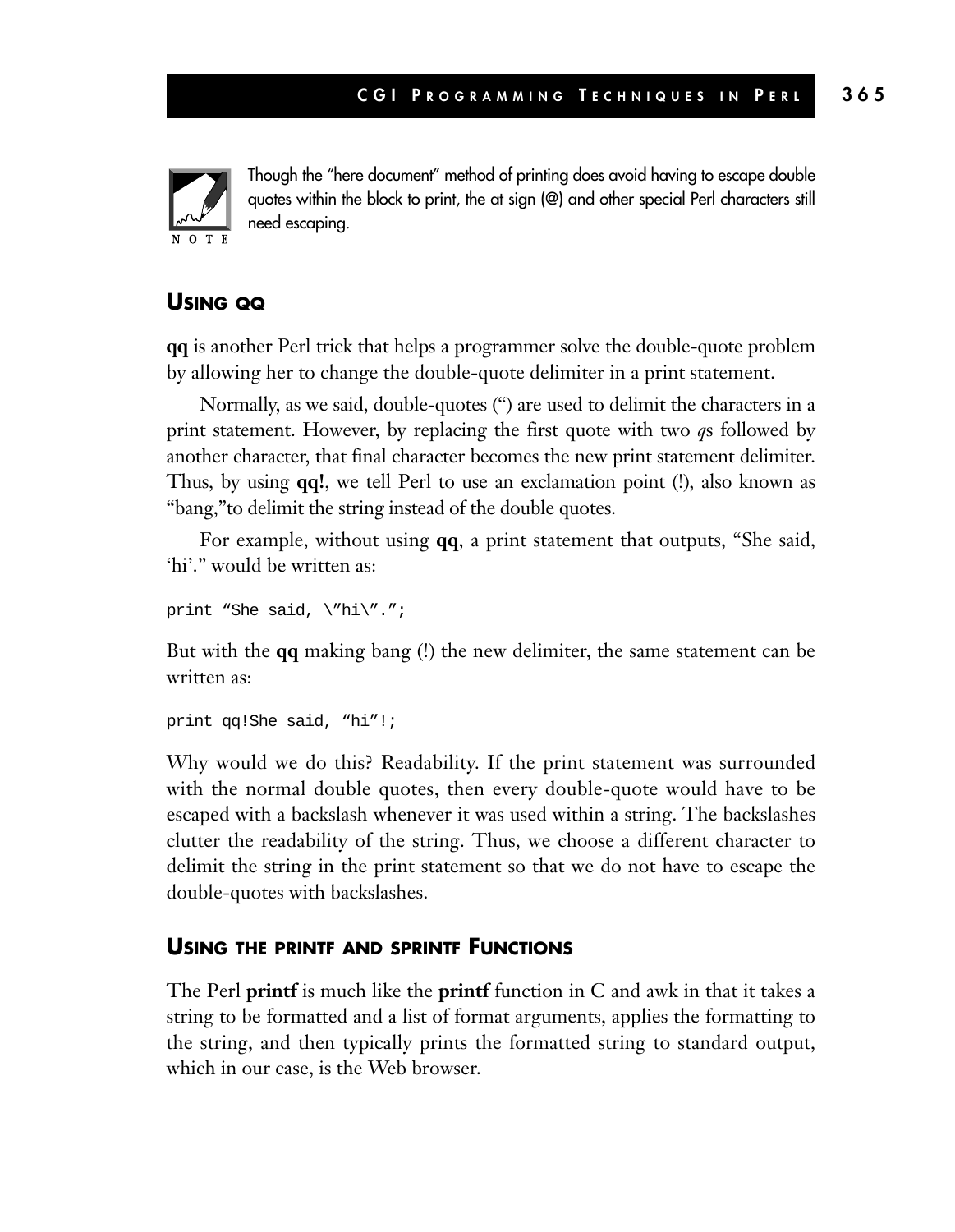**NOTE**

Though the "here document" method of printing does avoid having to escape double quotes within the block to print, the at sign (@) and other special Perl characters still need escaping.

## USING QQ

**qq** is another Perl trick that helps a programmer solve the double-quote problem by allowing her to change the double-quote delimiter in a print statement.

Normally, as we said, double-quotes (") are used to delimit the characters in a print statement. However, by replacing the first quote with two *q*s followed by another character, that final character becomes the new print statement delimiter. Thus, by using **qq!**, we tell Perl to use an exclamation point (!), also known as "bang,"to delimit the string instead of the double quotes.

For example, without using **qq**, a print statement that outputs, "She said, 'hi'." would be written as:

```
print "She said, \"hi\".";
```

But with the **qq** making bang (!) the new delimiter, the same statement can be written as:

```
print qq!She said, "hi"!;
```

Why would we do this? Readability. If the print statement was surrounded with the normal double quotes, then every double-quote would have to be escaped with a backslash whenever it was used within a string. The backslashes clutter the readability of the string. Thus, we choose a different character to delimit the string in the print statement so that we do not have to escape the double-quotes with backslashes.

## USING THE PRINTF AND SPRINTF FUNCTIONS

The Perl **printf** is much like the **printf** function in C and awk in that it takes a string to be formatted and a list of format arguments, applies the formatting to the string, and then typically prints the formatted string to standard output, which in our case, is the Web browser.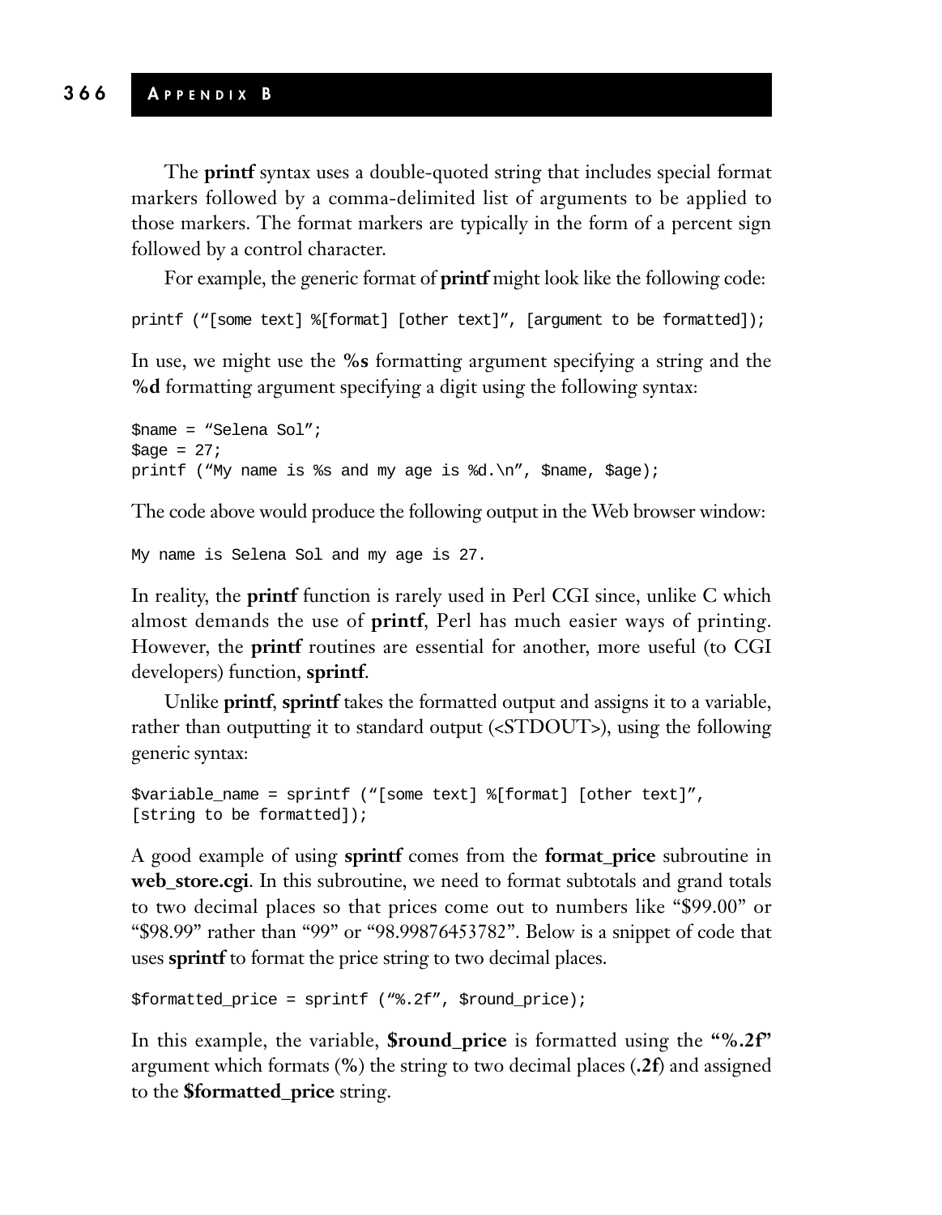The **printf** syntax uses a double-quoted string that includes special format markers followed by a comma-delimited list of arguments to be applied to those markers. The format markers are typically in the form of a percent sign followed by a control character.

For example, the generic format of **printf** might look like the following code:

```
printf ("[some text] %[format] [other text]", [argument to be formatted]);
```

In use, we might use the **%s** formatting argument specifying a string and the **%d** formatting argument specifying a digit using the following syntax:

```
$name = "Selena Sol";
$age = 27;
printf ("My name is %s and my age is %d.\n", $name, $age);
```

The code above would produce the following output in the Web browser window:

```
My name is Selena Sol and my age is 27.
```

In reality, the **printf** function is rarely used in Perl CGI since, unlike C which almost demands the use of **printf**, Perl has much easier ways of printing. However, the **printf** routines are essential for another, more useful (to CGI developers) function, **sprintf**.

Unlike **printf**, **sprintf** takes the formatted output and assigns it to a variable, rather than outputting it to standard output (<STDOUT>), using the following generic syntax:

```
$variable_name = sprintf ("[some text] %[format] [other text]",
[string to be formatted]);
```

A good example of using **sprintf** comes from the **format_price** subroutine in **web_store.cgi**. In this subroutine, we need to format subtotals and grand totals to two decimal places so that prices come out to numbers like "$99.00" or "$98.99" rather than "99" or "98.99876453782". Below is a snippet of code that uses **sprintf** to format the price string to two decimal places.

```
$formatted_price = sprintf ("%.2f", $round_price);
```

In this example, the variable, **$round_price** is formatted using the **"%.2f"** argument which formats (**%**) the string to two decimal places (**.2f**) and assigned to the **$formatted_price** string.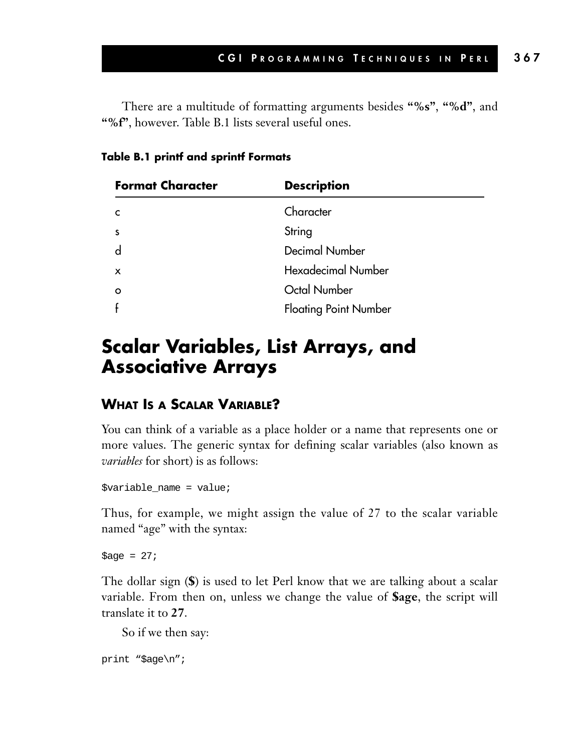There are a multitude of formatting arguments besides **"%s"**, **"%d"**, and **"%f"**, however. Table B.1 lists several useful ones.

**Table B.1 printf and sprintf Formats**

| Format Character | Description |
| --- | --- |
| c | Character |
| s | String |
| d | Decimal Number |
| x | Hexadecimal Number |
| o | Octal Number |
| f | Floating Point Number |

# Scalar Variables, List Arrays, and Associative Arrays

## What Is a Scalar Variable?

You can think of a variable as a place holder or a name that represents one or more values. The generic syntax for defining scalar variables (also known as *variables* for short) is as follows:

```
$variable_name = value;
```

Thus, for example, we might assign the value of 27 to the scalar variable named "age" with the syntax:

```
$age = 27;
```

The dollar sign (**$**) is used to let Perl know that we are talking about a scalar variable. From then on, unless we change the value of **$age**, the script will translate it to **27**.

So if we then say:

```
print "$age\n";
```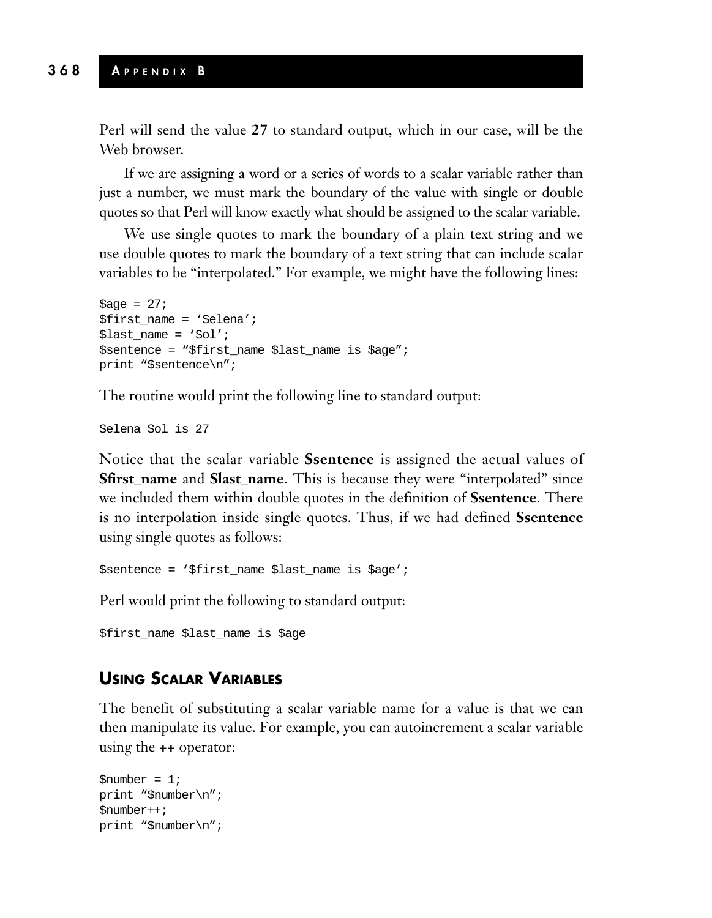Perl will send the value **27** to standard output, which in our case, will be the Web browser.

If we are assigning a word or a series of words to a scalar variable rather than just a number, we must mark the boundary of the value with single or double quotes so that Perl will know exactly what should be assigned to the scalar variable.

We use single quotes to mark the boundary of a plain text string and we use double quotes to mark the boundary of a text string that can include scalar variables to be "interpolated." For example, we might have the following lines:

```
$age = 27;
$first_name = 'Selena';
$last_name = 'Sol';
$sentence = "$first_name $last_name is $age";
print "$sentence\n";
```

The routine would print the following line to standard output:

```
Selena Sol is 27
```

Notice that the scalar variable **$sentence** is assigned the actual values of **$first_name** and **$last_name**. This is because they were "interpolated" since we included them within double quotes in the definition of **$sentence**. There is no interpolation inside single quotes. Thus, if we had defined **$sentence** using single quotes as follows:

```
$sentence = '$first_name $last_name is $age';
```

Perl would print the following to standard output:

```
$first_name $last_name is $age
```

## Using Scalar Variables

The benefit of substituting a scalar variable name for a value is that we can then manipulate its value. For example, you can autoincrement a scalar variable using the **++** operator:

```
$number = 1;
print "$number\n";
$number++;
print "$number\n";
```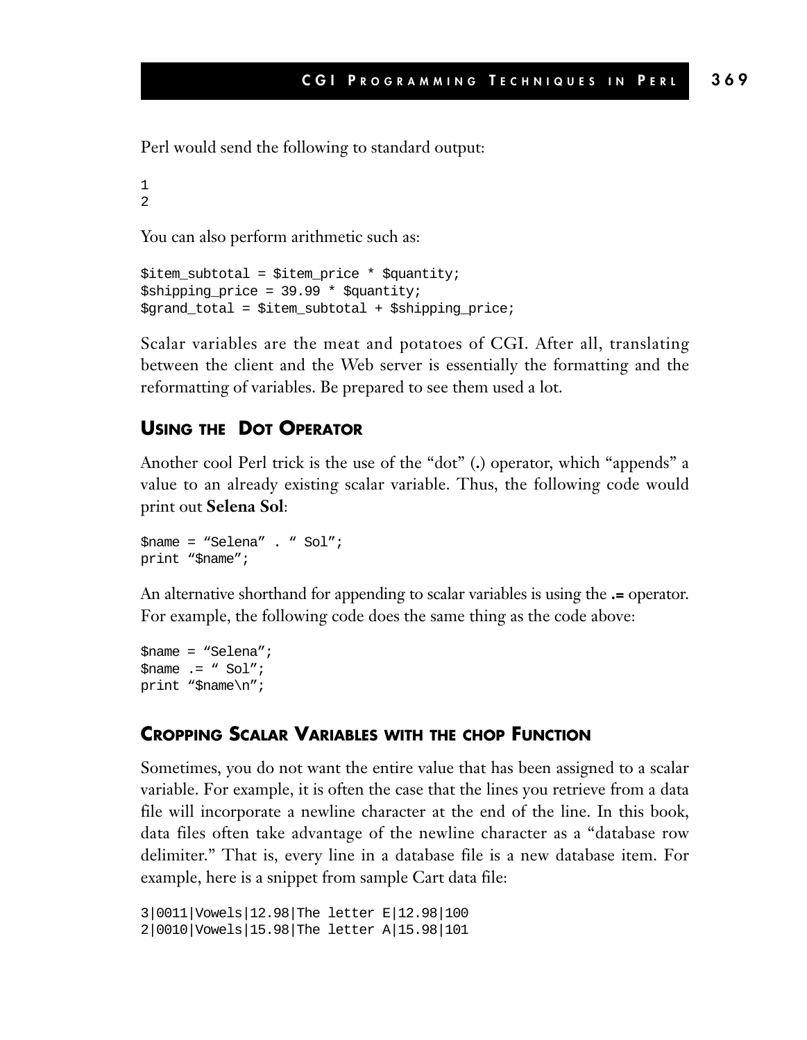Perl would send the following to standard output:

```
1
2
```

You can also perform arithmetic such as:

```
$item_subtotal = $item_price * $quantity;
$shipping_price = 39.99 * $quantity;
$grand_total = $item_subtotal + $shipping_price;
```

Scalar variables are the meat and potatoes of CGI. After all, translating between the client and the Web server is essentially the formatting and the reformatting of variables. Be prepared to see them used a lot.

## USING THE DOT OPERATOR

Another cool Perl trick is the use of the "dot" (**.**) operator, which "appends" a value to an already existing scalar variable. Thus, the following code would print out **Selena Sol**:

```
$name = "Selena" . " Sol";
print "$name";
```

An alternative shorthand for appending to scalar variables is using the **.=** operator. For example, the following code does the same thing as the code above:

```
$name = "Selena";
$name .= " Sol";
print "$name\n";
```

## CROPPING SCALAR VARIABLES WITH THE CHOP FUNCTION

Sometimes, you do not want the entire value that has been assigned to a scalar variable. For example, it is often the case that the lines you retrieve from a data file will incorporate a newline character at the end of the line. In this book, data files often take advantage of the newline character as a "database row delimiter." That is, every line in a database file is a new database item. For example, here is a snippet from sample Cart data file:

```
3|0011|Vowels|12.98|The letter E|12.98|100
2|0010|Vowels|15.98|The letter A|15.98|101
```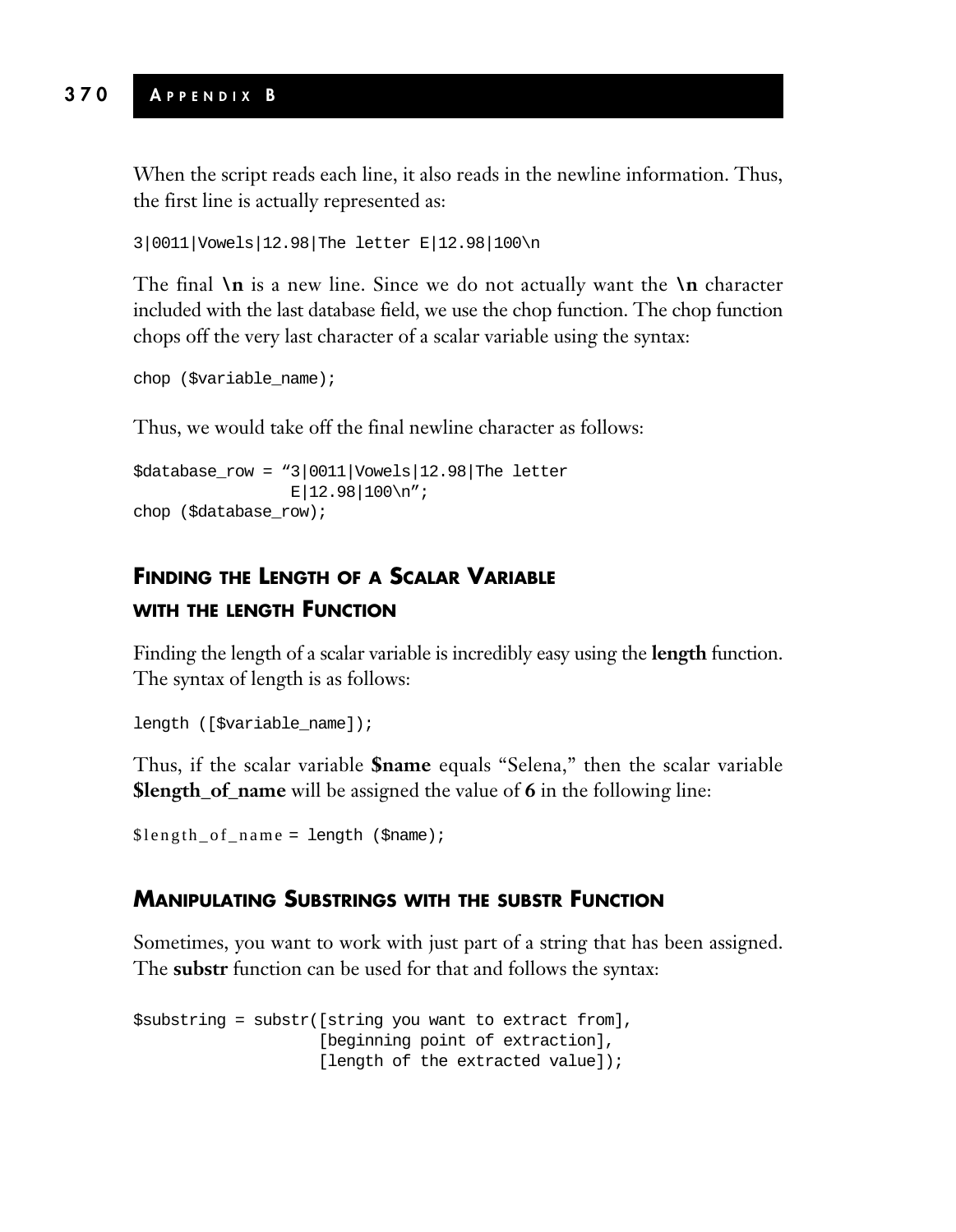When the script reads each line, it also reads in the newline information. Thus, the first line is actually represented as:

```
3|0011|Vowels|12.98|The letter E|12.98|100\n
```

The final **\n** is a new line. Since we do not actually want the **\n** character included with the last database field, we use the chop function. The chop function chops off the very last character of a scalar variable using the syntax:

```
chop ($variable_name);
```

Thus, we would take off the final newline character as follows:

```
$database_row = "3|0011|Vowels|12.98|The letter
                E|12.98|100\n";
chop ($database_row);
```

## FINDING THE LENGTH OF A SCALAR VARIABLE WITH THE LENGTH FUNCTION

Finding the length of a scalar variable is incredibly easy using the **length** function. The syntax of length is as follows:

```
length ([$variable_name]);
```

Thus, if the scalar variable **$name** equals "Selena," then the scalar variable **$length_of_name** will be assigned the value of **6** in the following line:

```
$length_of_name = length ($name);
```

## MANIPULATING SUBSTRINGS WITH THE SUBSTR FUNCTION

Sometimes, you want to work with just part of a string that has been assigned. The **substr** function can be used for that and follows the syntax:

```
$substring = substr([string you want to extract from],
                    [beginning point of extraction],
                    [length of the extracted value]);
```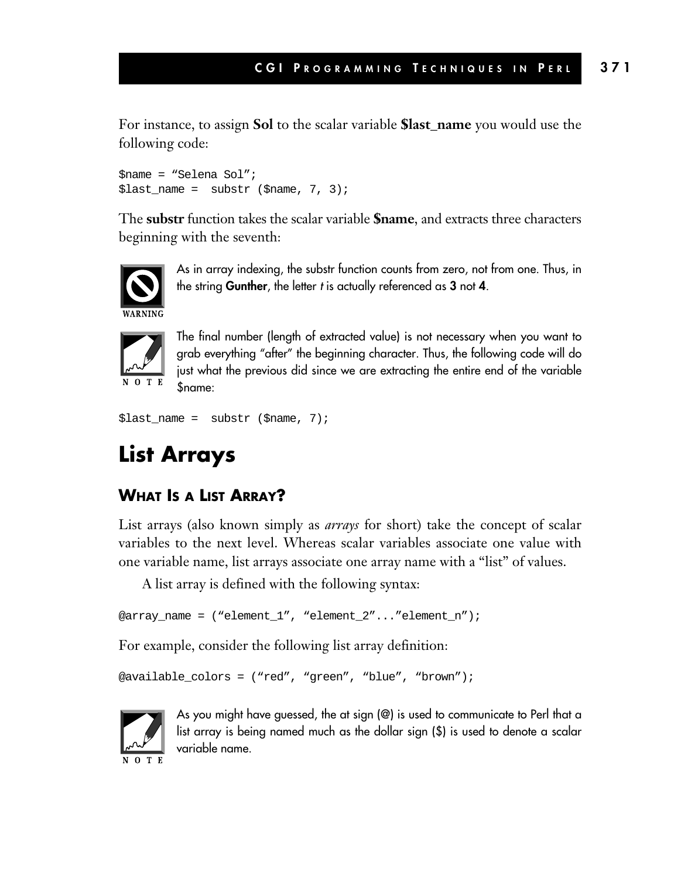For instance, to assign **Sol** to the scalar variable **$last_name** you would use the following code:

```
$name = "Selena Sol";
$last_name =  substr ($name, 7, 3);
```

The **substr** function takes the scalar variable **$name**, and extracts three characters beginning with the seventh:

WARNING

As in array indexing, the substr function counts from zero, not from one. Thus, in the string **Gunther**, the letter *t* is actually referenced as **3** not **4**.

NOTE

The final number (length of extracted value) is not necessary when you want to grab everything "after" the beginning character. Thus, the following code will do just what the previous did since we are extracting the entire end of the variable $name:

```
$last_name =  substr ($name, 7);
```

# List Arrays

## What Is a List Array?

List arrays (also known simply as *arrays* for short) take the concept of scalar variables to the next level. Whereas scalar variables associate one value with one variable name, list arrays associate one array name with a "list" of values.

A list array is defined with the following syntax:

```
@array_name = ("element_1", "element_2"..."element_n");
```

For example, consider the following list array definition:

```
@available_colors = ("red", "green", "blue", "brown");
```

NOTE

As you might have guessed, the at sign (@) is used to communicate to Perl that a list array is being named much as the dollar sign ($) is used to denote a scalar variable name.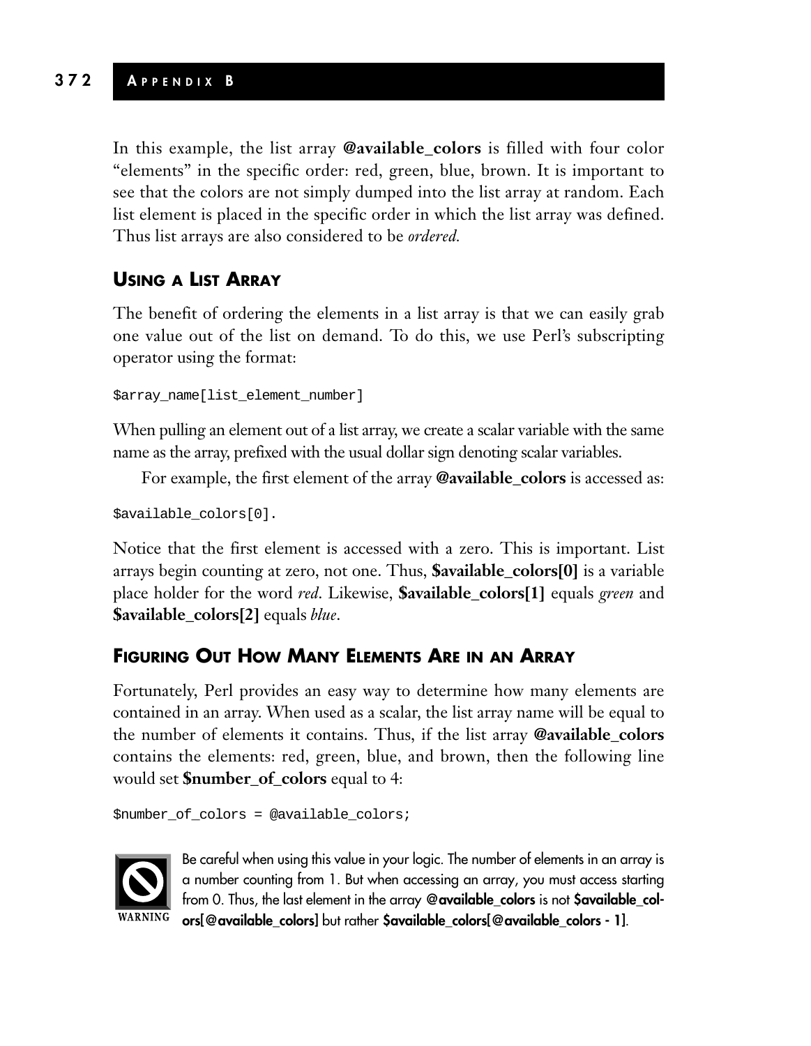In this example, the list array **@available_colors** is filled with four color "elements" in the specific order: red, green, blue, brown. It is important to see that the colors are not simply dumped into the list array at random. Each list element is placed in the specific order in which the list array was defined. Thus list arrays are also considered to be *ordered.*

## Using a List Array

The benefit of ordering the elements in a list array is that we can easily grab one value out of the list on demand. To do this, we use Perl's subscripting operator using the format:

```
$array_name[list_element_number]
```

When pulling an element out of a list array, we create a scalar variable with the same name as the array, prefixed with the usual dollar sign denoting scalar variables.

For example, the first element of the array **@available_colors** is accessed as:

```
$available_colors[0].
```

Notice that the first element is accessed with a zero. This is important. List arrays begin counting at zero, not one. Thus, **$available_colors[0]** is a variable place holder for the word *red*. Likewise, **$available_colors[1]** equals *green* and **$available_colors[2]** equals *blue*.

## Figuring Out How Many Elements Are in an Array

Fortunately, Perl provides an easy way to determine how many elements are contained in an array. When used as a scalar, the list array name will be equal to the number of elements it contains. Thus, if the list array **@available_colors** contains the elements: red, green, blue, and brown, then the following line would set **$number_of_colors** equal to 4:

```
$number_of_colors = @available_colors;
```

WARNING

Be careful when using this value in your logic. The number of elements in an array is a number counting from 1. But when accessing an array, you must access starting from 0. Thus, the last element in the array **@available_colors** is not **$available_colors[@available_colors]** but rather **$available_colors[@available_colors - 1]**.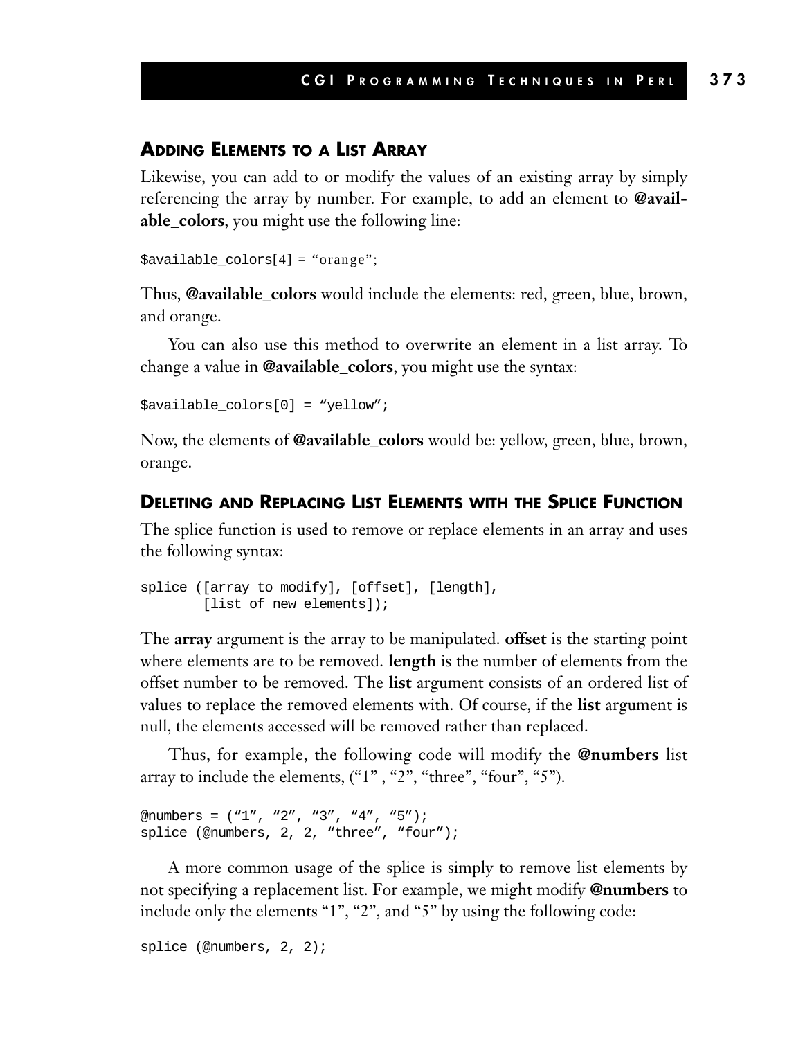### ADDING ELEMENTS TO A LIST ARRAY

Likewise, you can add to or modify the values of an existing array by simply referencing the array by number. For example, to add an element to **@available_colors**, you might use the following line:

```
$available_colors[4] = "orange";
```

Thus, **@available_colors** would include the elements: red, green, blue, brown, and orange.

You can also use this method to overwrite an element in a list array. To change a value in **@available_colors**, you might use the syntax:

```
$available_colors[0] = "yellow";
```

Now, the elements of **@available_colors** would be: yellow, green, blue, brown, orange.

### DELETING AND REPLACING LIST ELEMENTS WITH THE SPLICE FUNCTION

The splice function is used to remove or replace elements in an array and uses the following syntax:

```
splice ([array to modify], [offset], [length],
        [list of new elements]);
```

The **array** argument is the array to be manipulated. **offset** is the starting point where elements are to be removed. **length** is the number of elements from the offset number to be removed. The **list** argument consists of an ordered list of values to replace the removed elements with. Of course, if the **list** argument is null, the elements accessed will be removed rather than replaced.

Thus, for example, the following code will modify the **@numbers** list array to include the elements, ("1" , "2", "three", "four", "5").

```
@numbers = ("1", "2", "3", "4", "5");
splice (@numbers, 2, 2, "three", "four");
```

A more common usage of the splice is simply to remove list elements by not specifying a replacement list. For example, we might modify **@numbers** to include only the elements "1", "2", and "5" by using the following code:

```
splice (@numbers, 2, 2);
```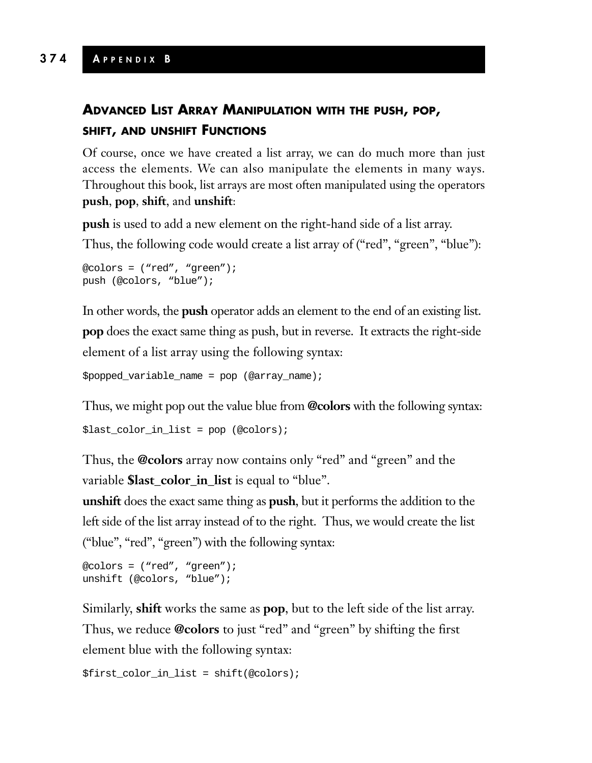## Advanced List Array Manipulation with the push, pop, shift, and unshift Functions

Of course, once we have created a list array, we can do much more than just access the elements. We can also manipulate the elements in many ways. Throughout this book, list arrays are most often manipulated using the operators **push**, **pop**, **shift**, and **unshift**:

**push** is used to add a new element on the right-hand side of a list array.

Thus, the following code would create a list array of (“red”, “green”, “blue”):

```
@colors = (“red”, “green”);
push (@colors, “blue”);
```

In other words, the **push** operator adds an element to the end of an existing list.

**pop** does the exact same thing as push, but in reverse. It extracts the right-side element of a list array using the following syntax:

```
$popped_variable_name = pop (@array_name);
```

Thus, we might pop out the value blue from **@colors** with the following syntax:

```
$last_color_in_list = pop (@colors);
```

Thus, the **@colors** array now contains only “red” and “green” and the variable **$last_color_in_list** is equal to “blue”.

**unshift** does the exact same thing as **push**, but it performs the addition to the left side of the list array instead of to the right. Thus, we would create the list (“blue”, “red”, “green”) with the following syntax:

```
@colors = (“red”, “green”);
unshift (@colors, “blue”);
```

Similarly, **shift** works the same as **pop**, but to the left side of the list array. Thus, we reduce **@colors** to just “red” and “green” by shifting the first element blue with the following syntax:

```
$first_color_in_list = shift(@colors);
```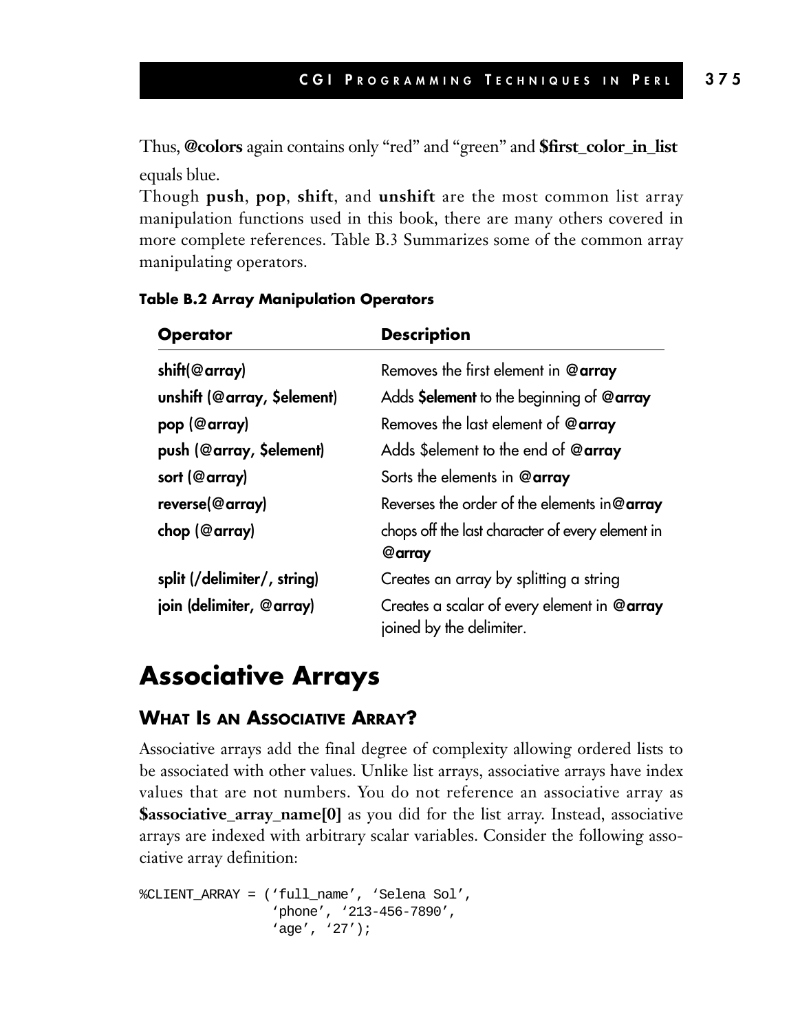Thus, **@colors** again contains only "red" and "green" and **$first_color_in_list** equals blue.

Though **push**, **pop**, **shift**, and **unshift** are the most common list array manipulation functions used in this book, there are many others covered in more complete references. Table B.3 Summarizes some of the common array manipulating operators.

**Table B.2 Array Manipulation Operators**

| Operator | Description |
|---|---|
| **shift(@array)** | Removes the first element in **@array** |
| **unshift (@array, $element)** | Adds **$element** to the beginning of **@array** |
| **pop (@array)** | Removes the last element of **@array** |
| **push (@array, $element)** | Adds $element to the end of **@array** |
| **sort (@array)** | Sorts the elements in **@array** |
| **reverse(@array)** | Reverses the order of the elements in**@array** |
| **chop (@array)** | chops off the last character of every element in **@array** |
| **split (/delimiter/, string)** | Creates an array by splitting a string |
| **join (delimiter, @array)** | Creates a scalar of every element in **@array** joined by the delimiter. |

# Associative Arrays

## What Is an Associative Array?

Associative arrays add the final degree of complexity allowing ordered lists to be associated with other values. Unlike list arrays, associative arrays have index values that are not numbers. You do not reference an associative array as **$associative_array_name[0]** as you did for the list array. Instead, associative arrays are indexed with arbitrary scalar variables. Consider the following associative array definition:

```
%CLIENT_ARRAY = ('full_name', 'Selena Sol',
                'phone', '213-456-7890',
                'age', '27');
```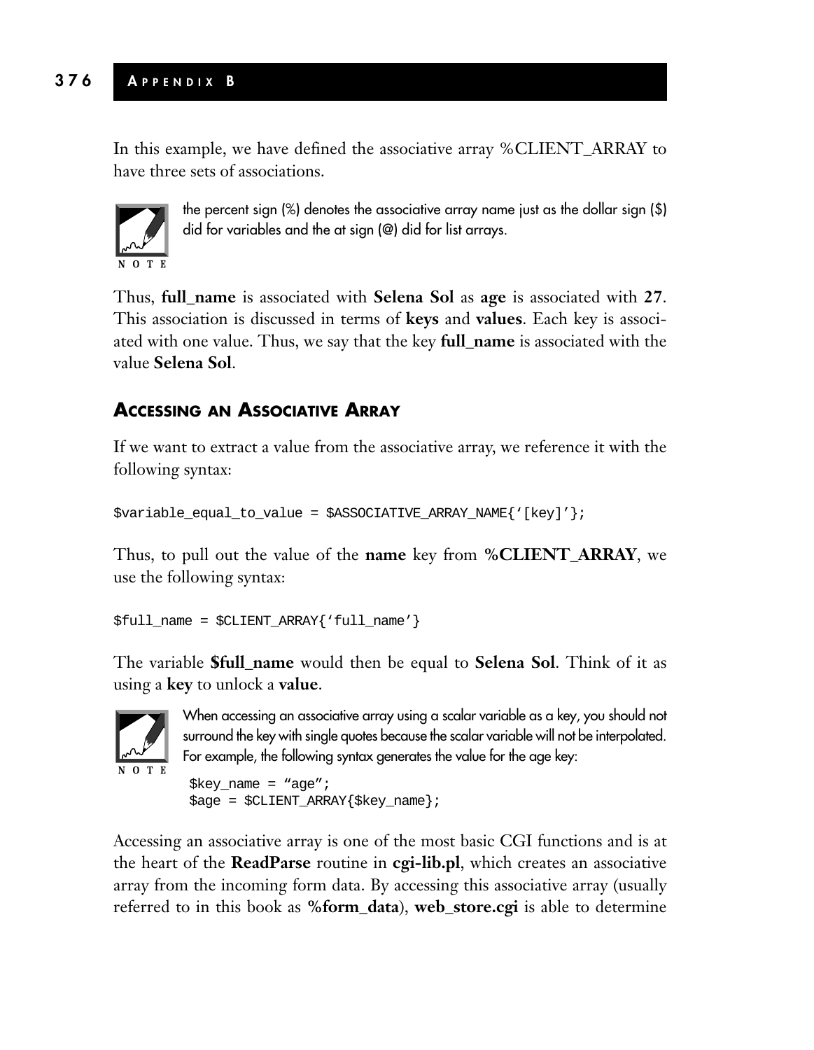In this example, we have defined the associative array %CLIENT_ARRAY to have three sets of associations.

> **NOTE**
> the percent sign (%) denotes the associative array name just as the dollar sign ($) did for variables and the at sign (@) did for list arrays.

Thus, **full_name** is associated with **Selena Sol** as **age** is associated with **27**. This association is discussed in terms of **keys** and **values**. Each key is associated with one value. Thus, we say that the key **full_name** is associated with the value **Selena Sol**.

### Accessing an Associative Array

If we want to extract a value from the associative array, we reference it with the following syntax:

```
$variable_equal_to_value = $ASSOCIATIVE_ARRAY_NAME{'[key]'};
```

Thus, to pull out the value of the **name** key from **%CLIENT_ARRAY**, we use the following syntax:

```
$full_name = $CLIENT_ARRAY{'full_name'}
```

The variable **$full_name** would then be equal to **Selena Sol**. Think of it as using a **key** to unlock a **value**.

> **NOTE**
> When accessing an associative array using a scalar variable as a key, you should not surround the key with single quotes because the scalar variable will not be interpolated. For example, the following syntax generates the value for the age key:
>
> ```
> $key_name = "age";
> $age = $CLIENT_ARRAY{$key_name};
> ```

Accessing an associative array is one of the most basic CGI functions and is at the heart of the **ReadParse** routine in **cgi-lib.pl**, which creates an associative array from the incoming form data. By accessing this associative array (usually referred to in this book as **%form_data**), **web_store.cgi** is able to determine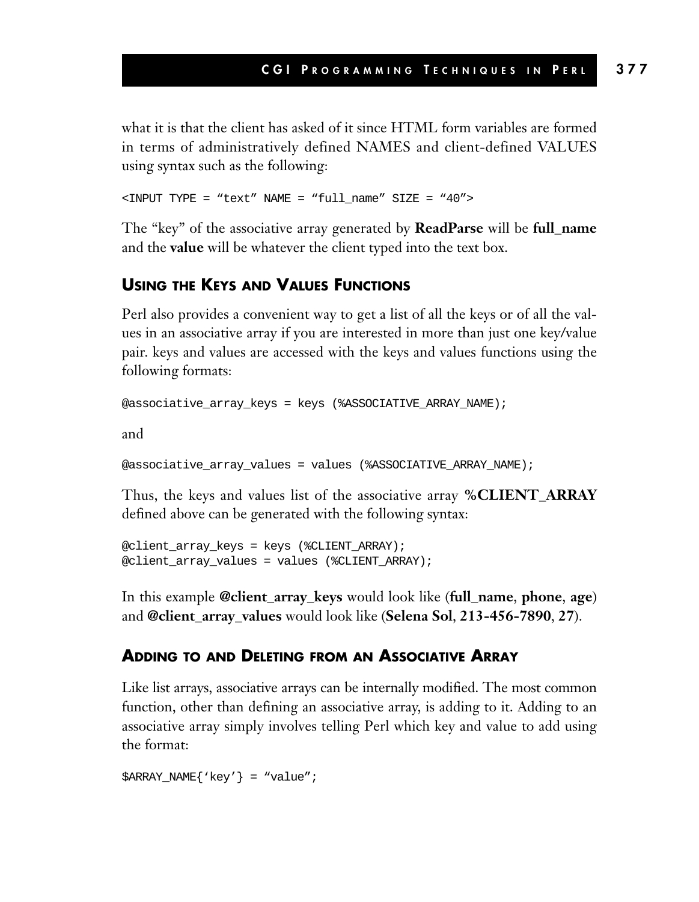what it is that the client has asked of it since HTML form variables are formed in terms of administratively defined NAMES and client-defined VALUES using syntax such as the following:

```
<INPUT TYPE = “text” NAME = “full_name” SIZE = “40”>
```

The “key” of the associative array generated by **ReadParse** will be **full_name** and the **value** will be whatever the client typed into the text box.

### Using the Keys and Values Functions

Perl also provides a convenient way to get a list of all the keys or of all the values in an associative array if you are interested in more than just one key/value pair. keys and values are accessed with the keys and values functions using the following formats:

```
@associative_array_keys = keys (%ASSOCIATIVE_ARRAY_NAME);
```

and

```
@associative_array_values = values (%ASSOCIATIVE_ARRAY_NAME);
```

Thus, the keys and values list of the associative array **%CLIENT_ARRAY** defined above can be generated with the following syntax:

```
@client_array_keys = keys (%CLIENT_ARRAY);
@client_array_values = values (%CLIENT_ARRAY);
```

In this example **@client_array_keys** would look like (**full_name**, **phone**, **age**) and **@client_array_values** would look like (**Selena Sol**, **213-456-7890**, **27**).

### Adding to and Deleting from an Associative Array

Like list arrays, associative arrays can be internally modified. The most common function, other than defining an associative array, is adding to it. Adding to an associative array simply involves telling Perl which key and value to add using the format:

```
$ARRAY_NAME{‘key’} = “value”;
```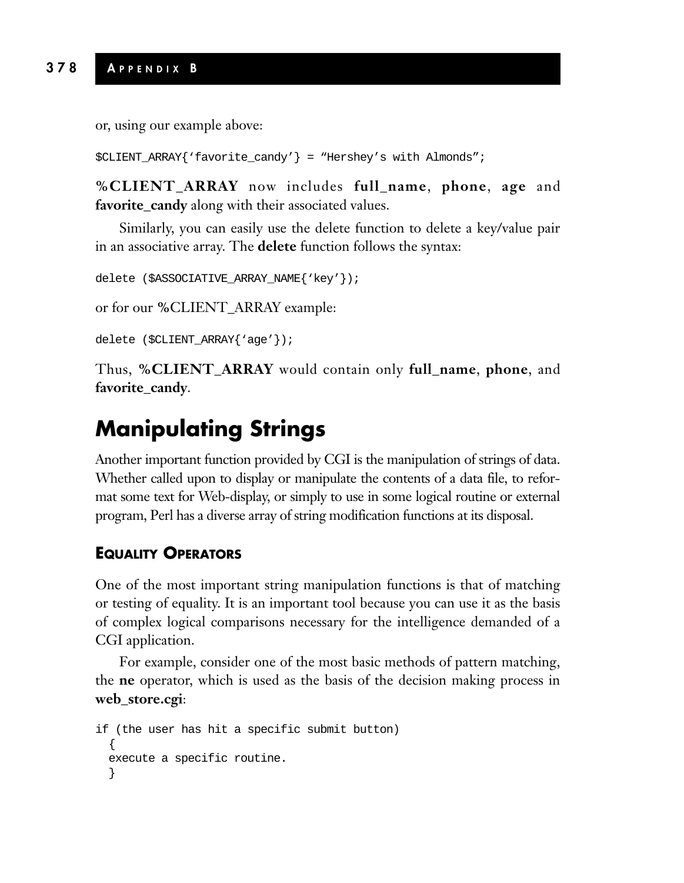or, using our example above:

```
$CLIENT_ARRAY{'favorite_candy'} = "Hershey's with Almonds";
```

**%CLIENT_ARRAY** now includes **full_name**, **phone**, **age** and **favorite_candy** along with their associated values.

Similarly, you can easily use the delete function to delete a key/value pair in an associative array. The **delete** function follows the syntax:

```
delete ($ASSOCIATIVE_ARRAY_NAME{'key'});
```

or for our **%**CLIENT_ARRAY example:

```
delete ($CLIENT_ARRAY{'age'});
```

Thus, **%CLIENT_ARRAY** would contain only **full_name**, **phone**, and **favorite_candy**.

## Manipulating Strings

Another important function provided by CGI is the manipulation of strings of data. Whether called upon to display or manipulate the contents of a data file, to reformat some text for Web-display, or simply to use in some logical routine or external program, Perl has a diverse array of string modification functions at its disposal.

### EQUALITY OPERATORS

One of the most important string manipulation functions is that of matching or testing of equality. It is an important tool because you can use it as the basis of complex logical comparisons necessary for the intelligence demanded of a CGI application.

For example, consider one of the most basic methods of pattern matching, the **ne** operator, which is used as the basis of the decision making process in **web_store.cgi**:

```
if (the user has hit a specific submit button)
  {
  execute a specific routine.
  }
```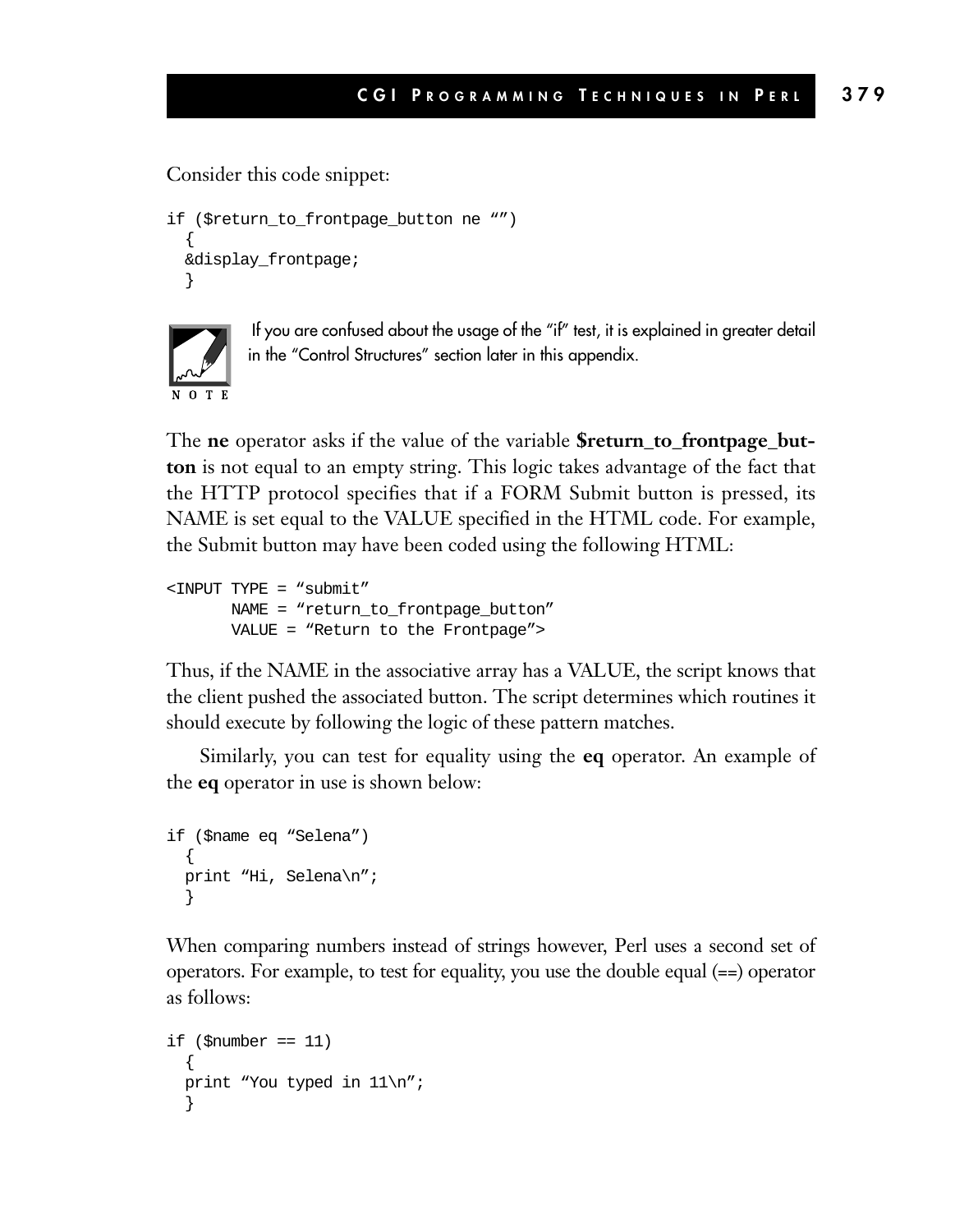Consider this code snippet:

```
if ($return_to_frontpage_button ne “”)
  {
  &display_frontpage;
  }
```

NOTE: If you are confused about the usage of the “if” test, it is explained in greater detail in the “Control Structures” section later in this appendix.

The **ne** operator asks if the value of the variable **$return_to_frontpage_button** is not equal to an empty string. This logic takes advantage of the fact that the HTTP protocol specifies that if a FORM Submit button is pressed, its NAME is set equal to the VALUE specified in the HTML code. For example, the Submit button may have been coded using the following HTML:

```
<INPUT TYPE = “submit”
       NAME = “return_to_frontpage_button”
       VALUE = “Return to the Frontpage”>
```

Thus, if the NAME in the associative array has a VALUE, the script knows that the client pushed the associated button. The script determines which routines it should execute by following the logic of these pattern matches.

Similarly, you can test for equality using the **eq** operator. An example of the **eq** operator in use is shown below:

```
if ($name eq “Selena”)
  {
  print “Hi, Selena\n”;
  }
```

When comparing numbers instead of strings however, Perl uses a second set of operators. For example, to test for equality, you use the double equal (==) operator as follows:

```
if ($number == 11)
  {
  print “You typed in 11\n”;
  }
```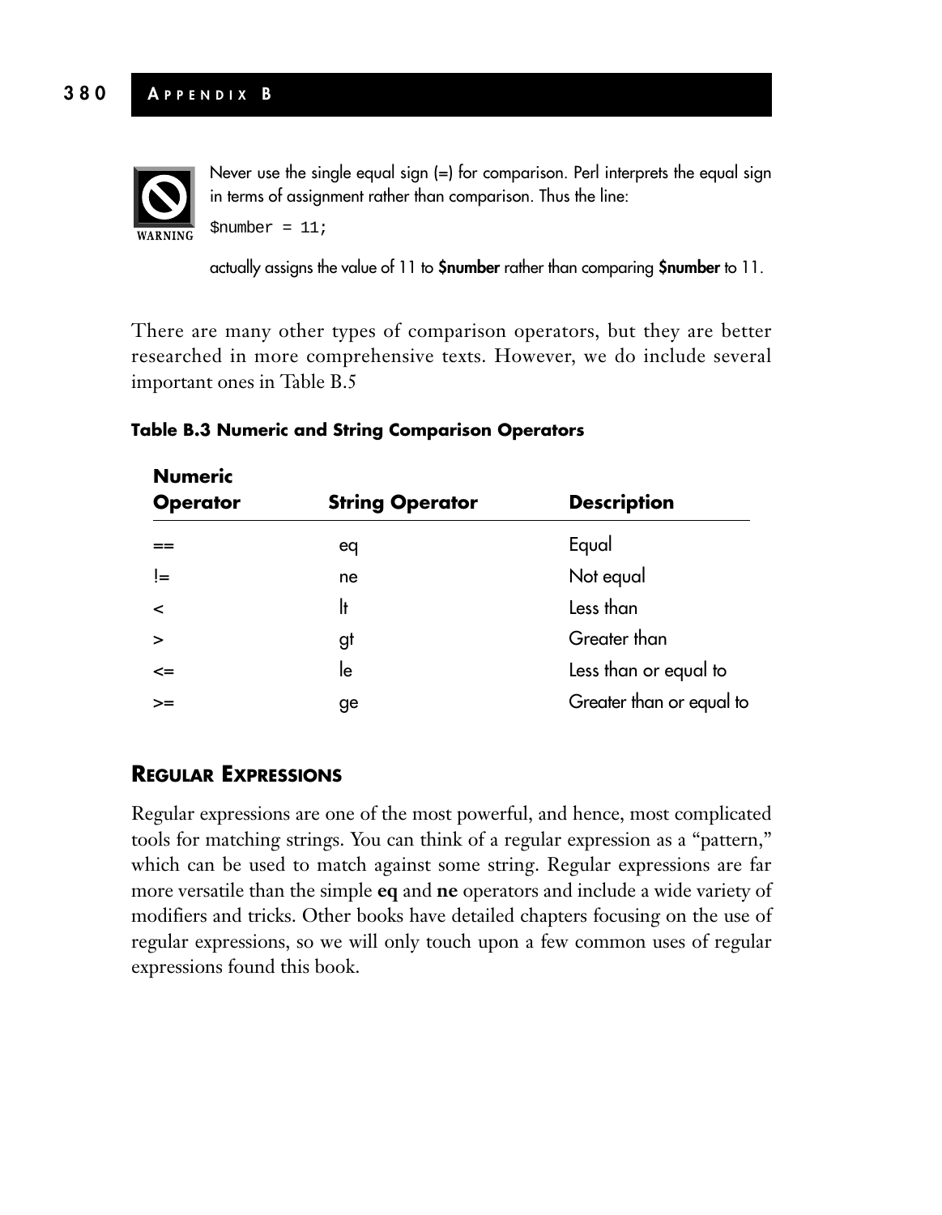**WARNING**

Never use the single equal sign (=) for comparison. Perl interprets the equal sign in terms of assignment rather than comparison. Thus the line:

```
$number = 11;
```

actually assigns the value of 11 to **$number** rather than comparing **$number** to 11.

There are many other types of comparison operators, but they are better researched in more comprehensive texts. However, we do include several important ones in Table B.5

**Table B.3 Numeric and String Comparison Operators**

| Numeric Operator | String Operator | Description |
| --- | --- | --- |
| == | eq | Equal |
| != | ne | Not equal |
| < | lt | Less than |
| > | gt | Greater than |
| <= | le | Less than or equal to |
| >= | ge | Greater than or equal to |

## REGULAR EXPRESSIONS

Regular expressions are one of the most powerful, and hence, most complicated tools for matching strings. You can think of a regular expression as a "pattern," which can be used to match against some string. Regular expressions are far more versatile than the simple **eq** and **ne** operators and include a wide variety of modifiers and tricks. Other books have detailed chapters focusing on the use of regular expressions, so we will only touch upon a few common uses of regular expressions found this book.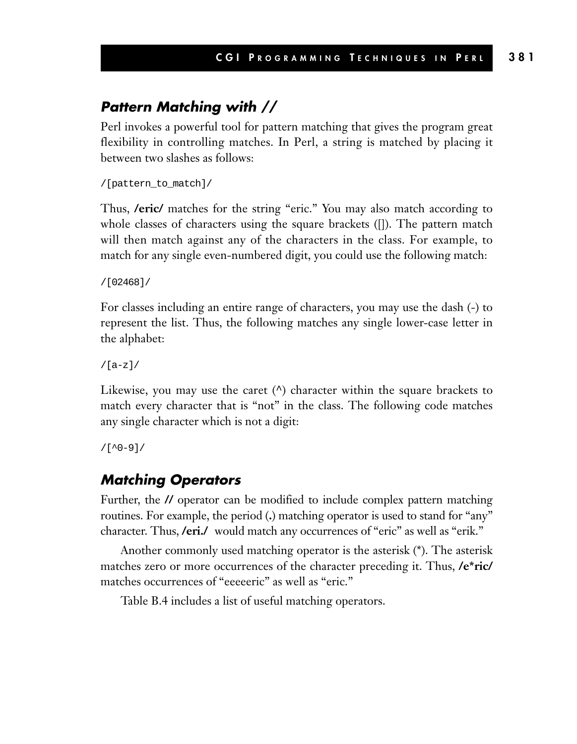## *Pattern Matching with //*

Perl invokes a powerful tool for pattern matching that gives the program great flexibility in controlling matches. In Perl, a string is matched by placing it between two slashes as follows:

```
/[pattern_to_match]/
```

Thus, **/eric/** matches for the string “eric.” You may also match according to whole classes of characters using the square brackets ([]). The pattern match will then match against any of the characters in the class. For example, to match for any single even-numbered digit, you could use the following match:

```
/[02468]/
```

For classes including an entire range of characters, you may use the dash (-) to represent the list. Thus, the following matches any single lower-case letter in the alphabet:

```
/[a-z]/
```

Likewise, you may use the caret (^) character within the square brackets to match every character that is “not” in the class. The following code matches any single character which is not a digit:

```
/[^0-9]/
```

## *Matching Operators*

Further, the **//** operator can be modified to include complex pattern matching routines. For example, the period (**.**) matching operator is used to stand for “any” character. Thus, **/eri./** would match any occurrences of “eric” as well as “erik.”

Another commonly used matching operator is the asterisk (*). The asterisk matches zero or more occurrences of the character preceding it. Thus, **/e*ric/** matches occurrences of “eeeeeric” as well as “eric.”

Table B.4 includes a list of useful matching operators.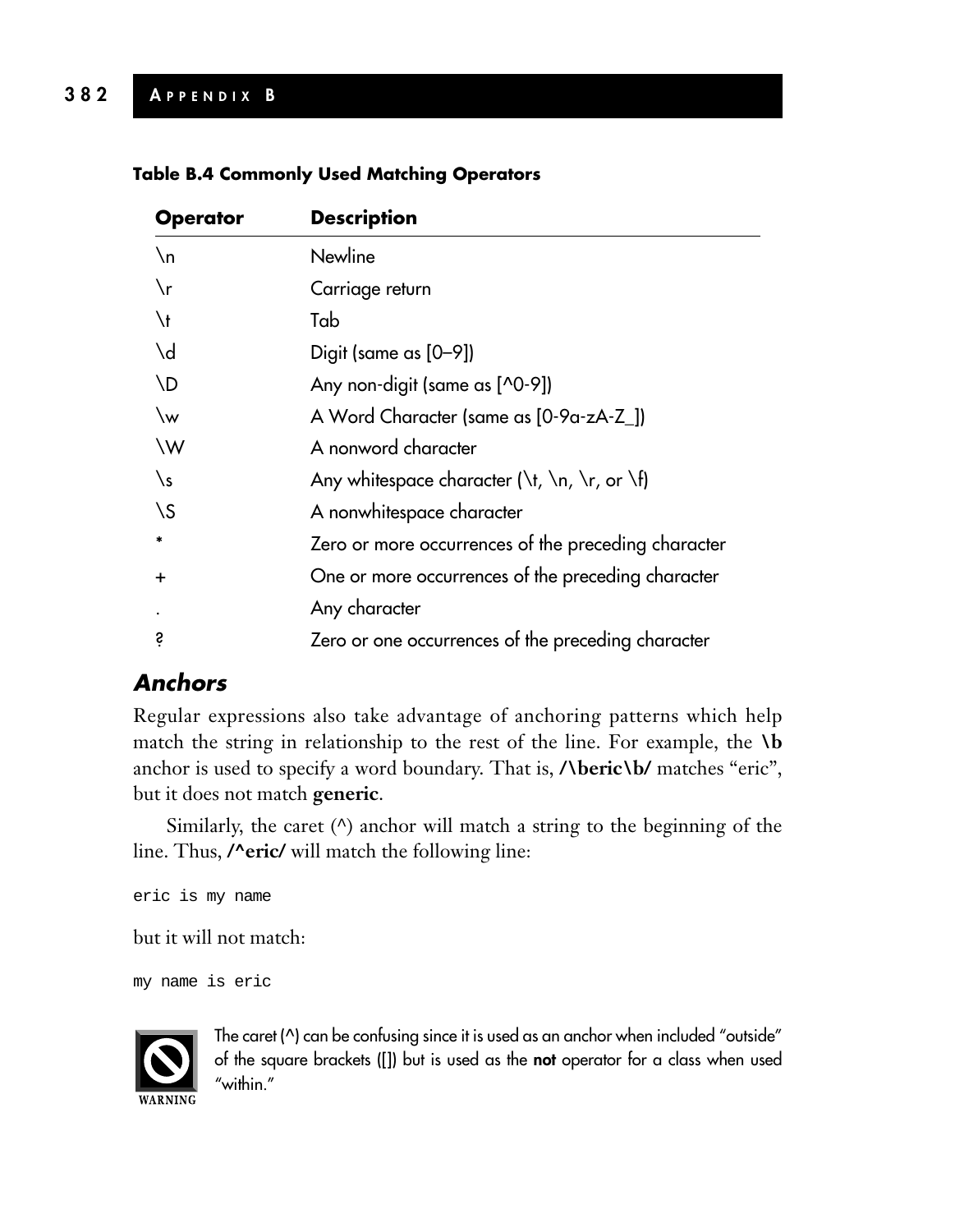**Table B.4 Commonly Used Matching Operators**

| Operator | Description |
| --- | --- |
| \n | Newline |
| \r | Carriage return |
| \t | Tab |
| \d | Digit (same as [0–9]) |
| \D | Any non-digit (same as [^0-9]) |
| \w | A Word Character (same as [0-9a-zA-Z_]) |
| \W | A nonword character |
| \s | Any whitespace character (\t, \n, \r, or \f) |
| \S | A nonwhitespace character |
| * | Zero or more occurrences of the preceding character |
| + | One or more occurrences of the preceding character |
| . | Any character |
| ? | Zero or one occurrences of the preceding character |

### *Anchors*

Regular expressions also take advantage of anchoring patterns which help match the string in relationship to the rest of the line. For example, the **\b** anchor is used to specify a word boundary. That is, **/\beric\b/** matches "eric", but it does not match **generic**.

Similarly, the caret (^) anchor will match a string to the beginning of the line. Thus, **/^eric/** will match the following line:

```
eric is my name
```

but it will not match:

```
my name is eric
```

WARNING: The caret (^) can be confusing since it is used as an anchor when included "outside" of the square brackets ([]) but is used as the **not** operator for a class when used "within."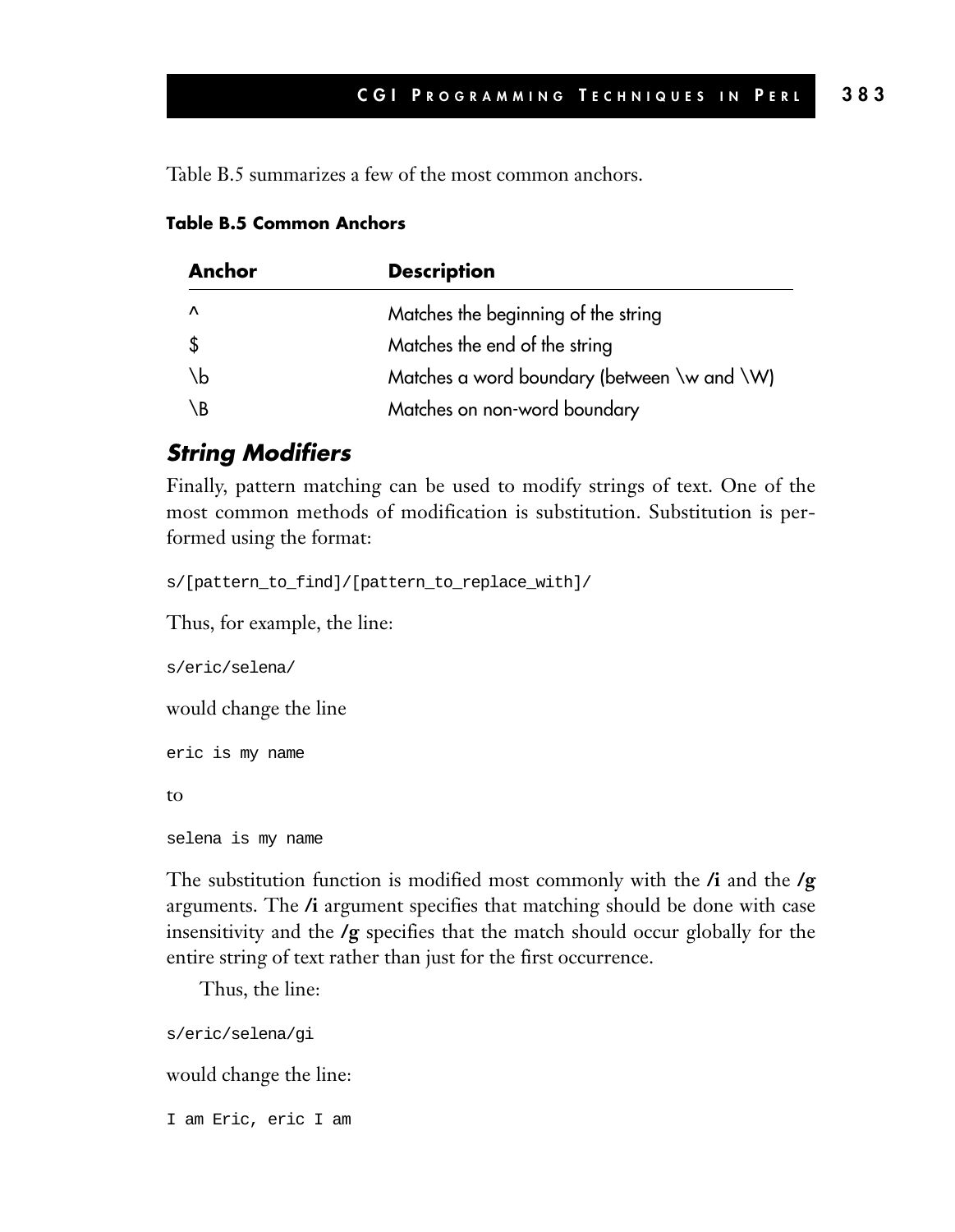Table B.5 summarizes a few of the most common anchors.

**Table B.5 Common Anchors**

| Anchor | Description |
| --- | --- |
| ^ | Matches the beginning of the string |
| $ | Matches the end of the string |
| \b | Matches a word boundary (between \w and \W) |
| \B | Matches on non-word boundary |

### *String Modifiers*

Finally, pattern matching can be used to modify strings of text. One of the most common methods of modification is substitution. Substitution is performed using the format:

```
s/[pattern_to_find]/[pattern_to_replace_with]/
```

Thus, for example, the line:

```
s/eric/selena/
```

would change the line

```
eric is my name
```

to

```
selena is my name
```

The substitution function is modified most commonly with the **/i** and the **/g** arguments. The **/i** argument specifies that matching should be done with case insensitivity and the **/g** specifies that the match should occur globally for the entire string of text rather than just for the first occurrence.

Thus, the line:

```
s/eric/selena/gi
```

would change the line:

```
I am Eric, eric I am
```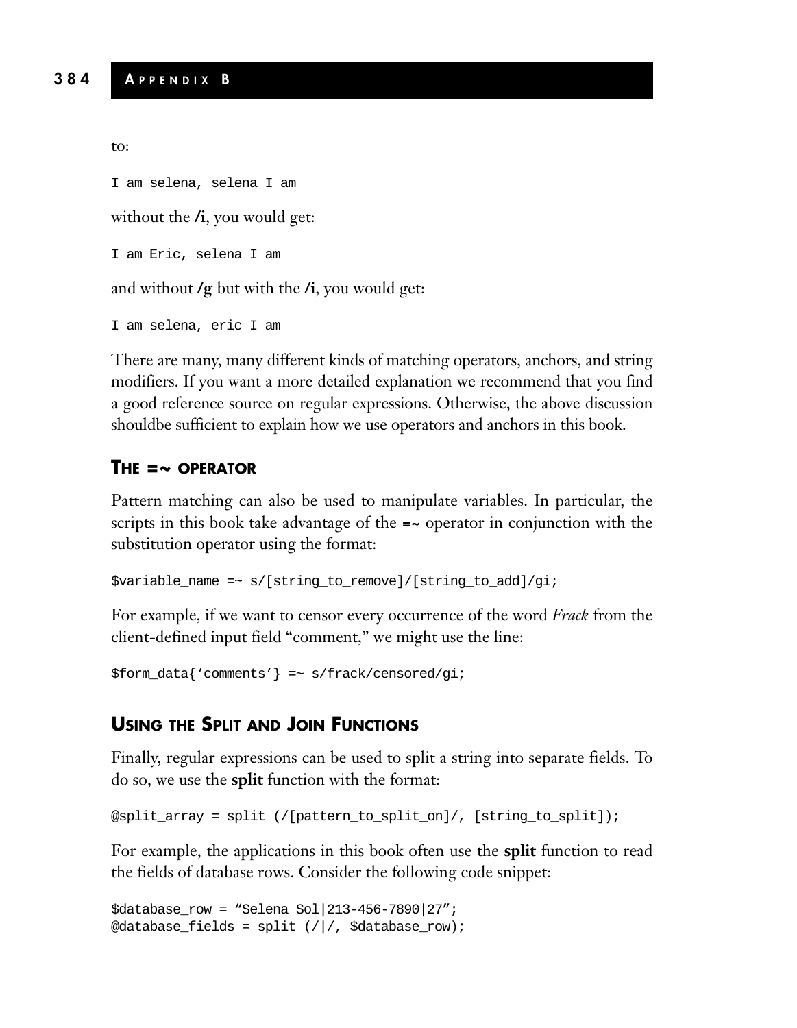to:

```
I am selena, selena I am
```

without the **/i**, you would get:

```
I am Eric, selena I am
```

and without **/g** but with the **/i**, you would get:

```
I am selena, eric I am
```

There are many, many different kinds of matching operators, anchors, and string modifiers. If you want a more detailed explanation we recommend that you find a good reference source on regular expressions. Otherwise, the above discussion shouldbe sufficient to explain how we use operators and anchors in this book.

### THE =~ OPERATOR

Pattern matching can also be used to manipulate variables. In particular, the scripts in this book take advantage of the **=~** operator in conjunction with the substitution operator using the format:

```
$variable_name =~ s/[string_to_remove]/[string_to_add]/gi;
```

For example, if we want to censor every occurrence of the word *Frack* from the client-defined input field "comment," we might use the line:

```
$form_data{'comments'} =~ s/frack/censored/gi;
```

### USING THE SPLIT AND JOIN FUNCTIONS

Finally, regular expressions can be used to split a string into separate fields. To do so, we use the **split** function with the format:

```
@split_array = split (/[pattern_to_split_on]/, [string_to_split]);
```

For example, the applications in this book often use the **split** function to read the fields of database rows. Consider the following code snippet:

```
$database_row = "Selena Sol|213-456-7890|27";
@database_fields = split (/|/, $database_row);
```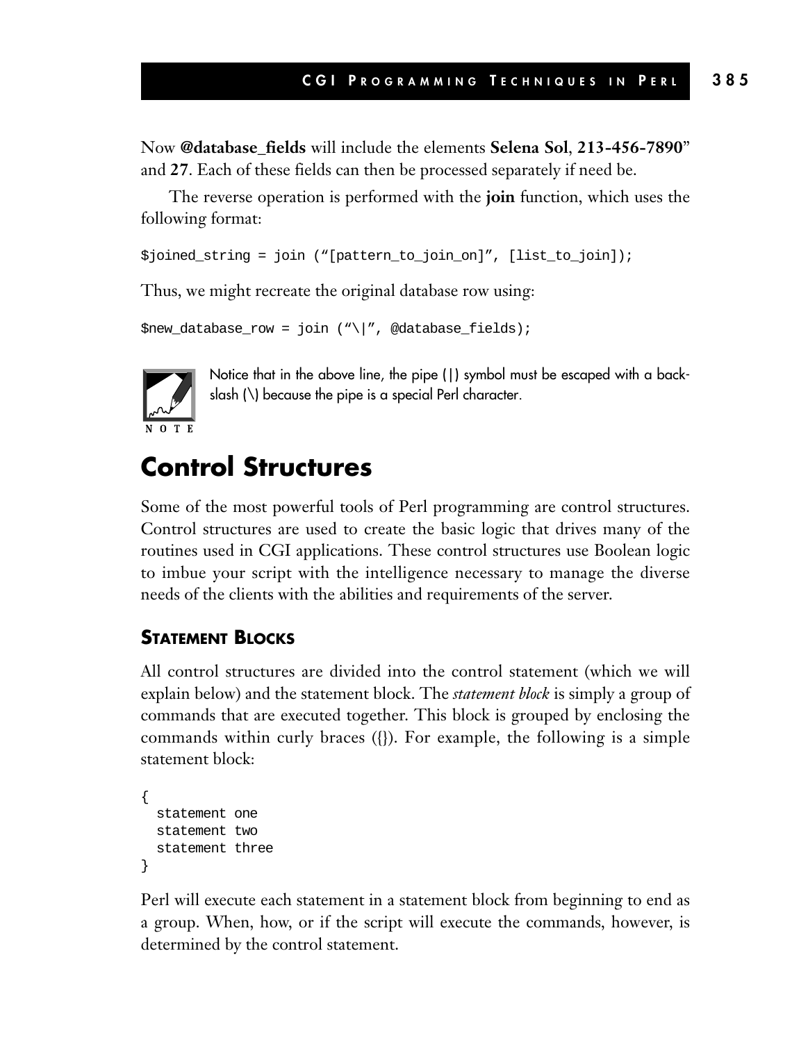Now **@database_fields** will include the elements **Selena Sol**, **213-456-7890**" and **27**. Each of these fields can then be processed separately if need be.

The reverse operation is performed with the **join** function, which uses the following format:

```
$joined_string = join ("[pattern_to_join_on]", [list_to_join]);
```

Thus, we might recreate the original database row using:

```
$new_database_row = join ("\|", @database_fields);
```

NOTE: Notice that in the above line, the pipe (|) symbol must be escaped with a backslash (\) because the pipe is a special Perl character.

## Control Structures

Some of the most powerful tools of Perl programming are control structures. Control structures are used to create the basic logic that drives many of the routines used in CGI applications. These control structures use Boolean logic to imbue your script with the intelligence necessary to manage the diverse needs of the clients with the abilities and requirements of the server.

### Statement Blocks

All control structures are divided into the control statement (which we will explain below) and the statement block. The *statement block* is simply a group of commands that are executed together. This block is grouped by enclosing the commands within curly braces ({}). For example, the following is a simple statement block:

```
{
  statement one
  statement two
  statement three
}
```

Perl will execute each statement in a statement block from beginning to end as a group. When, how, or if the script will execute the commands, however, is determined by the control statement.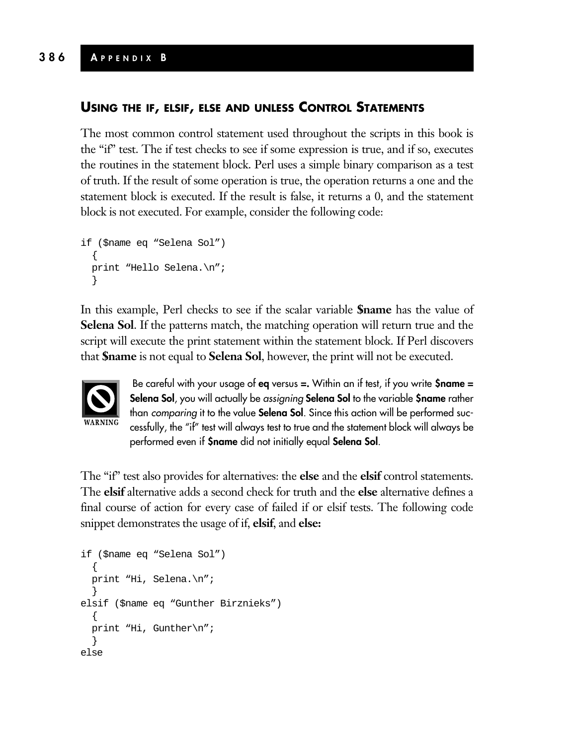## USING THE IF, ELSIF, ELSE AND UNLESS CONTROL STATEMENTS

The most common control statement used throughout the scripts in this book is the "if" test. The if test checks to see if some expression is true, and if so, executes the routines in the statement block. Perl uses a simple binary comparison as a test of truth. If the result of some operation is true, the operation returns a one and the statement block is executed. If the result is false, it returns a 0, and the statement block is not executed. For example, consider the following code:

```
if ($name eq "Selena Sol")
  {
  print "Hello Selena.\n";
  }
```

In this example, Perl checks to see if the scalar variable **$name** has the value of **Selena Sol**. If the patterns match, the matching operation will return true and the script will execute the print statement within the statement block. If Perl discovers that **$name** is not equal to **Selena Sol**, however, the print will not be executed.

WARNING

Be careful with your usage of **eq** versus **=.** Within an if test, if you write **$name = Selena Sol**, you will actually be *assigning* **Selena Sol** to the variable **$name** rather than *comparing* it to the value **Selena Sol**. Since this action will be performed successfully, the "if" test will always test to true and the statement block will always be performed even if **$name** did not initially equal **Selena Sol**.

The "if" test also provides for alternatives: the **else** and the **elsif** control statements. The **elsif** alternative adds a second check for truth and the **else** alternative defines a final course of action for every case of failed if or elsif tests. The following code snippet demonstrates the usage of if, **elsif**, and **else:**

```
if ($name eq "Selena Sol")
  {
  print "Hi, Selena.\n";
  }
elsif ($name eq "Gunther Birznieks")
  {
  print "Hi, Gunther\n";
  }
else
```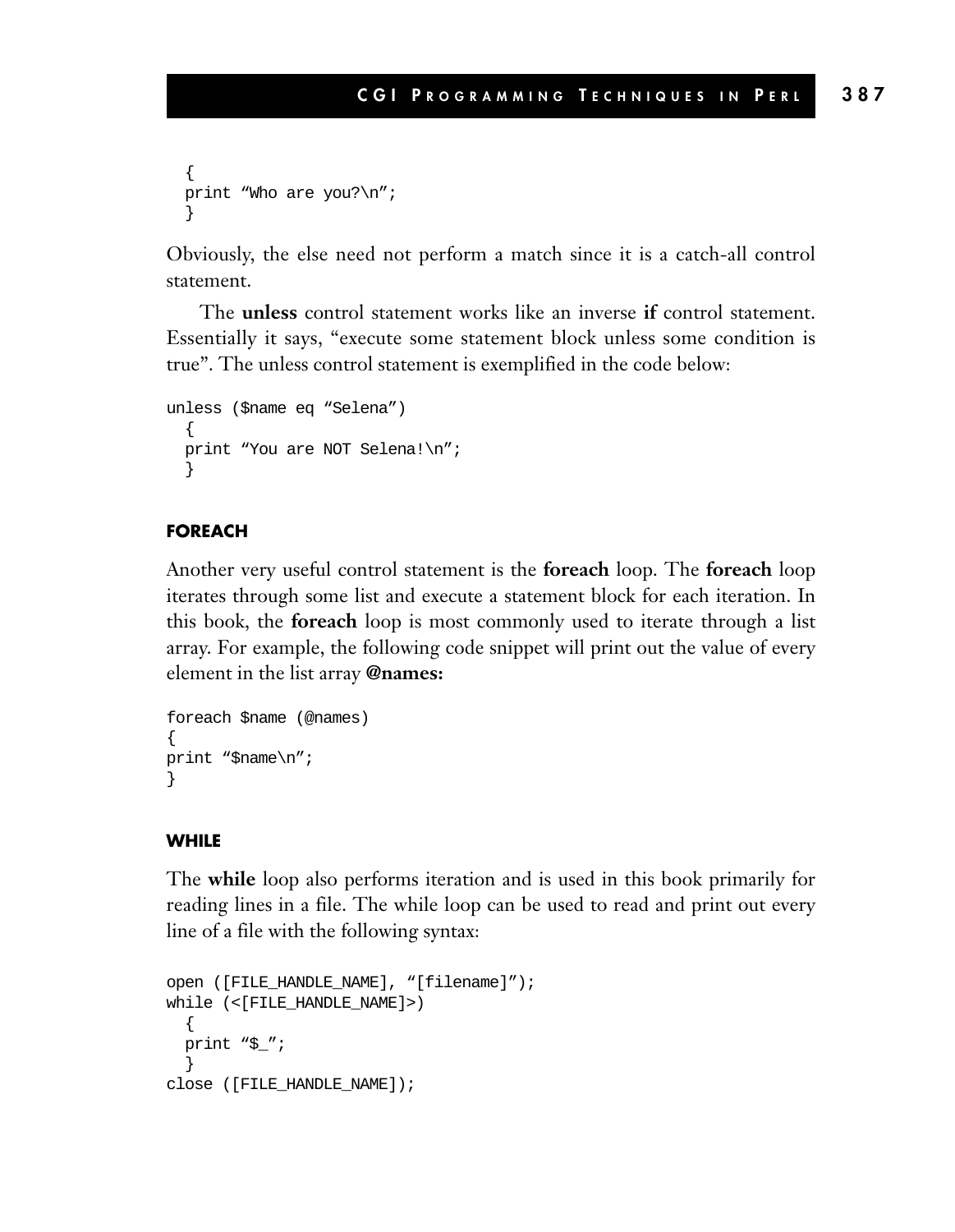```
  {
  print “Who are you?\n”;
  }
```

Obviously, the else need not perform a match since it is a catch-all control statement.

The **unless** control statement works like an inverse **if** control statement. Essentially it says, “execute some statement block unless some condition is true”. The unless control statement is exemplified in the code below:

```
unless ($name eq “Selena”)
  {
  print “You are NOT Selena!\n”;
  }
```

#### FOREACH

Another very useful control statement is the **foreach** loop. The **foreach** loop iterates through some list and execute a statement block for each iteration. In this book, the **foreach** loop is most commonly used to iterate through a list array. For example, the following code snippet will print out the value of every element in the list array **@names:**

```
foreach $name (@names)
{
print “$name\n”;
}
```

#### WHILE

The **while** loop also performs iteration and is used in this book primarily for reading lines in a file. The while loop can be used to read and print out every line of a file with the following syntax:

```
open ([FILE_HANDLE_NAME], “[filename]”);
while (<[FILE_HANDLE_NAME]>)
  {
  print “$_”;
  }
close ([FILE_HANDLE_NAME]);
```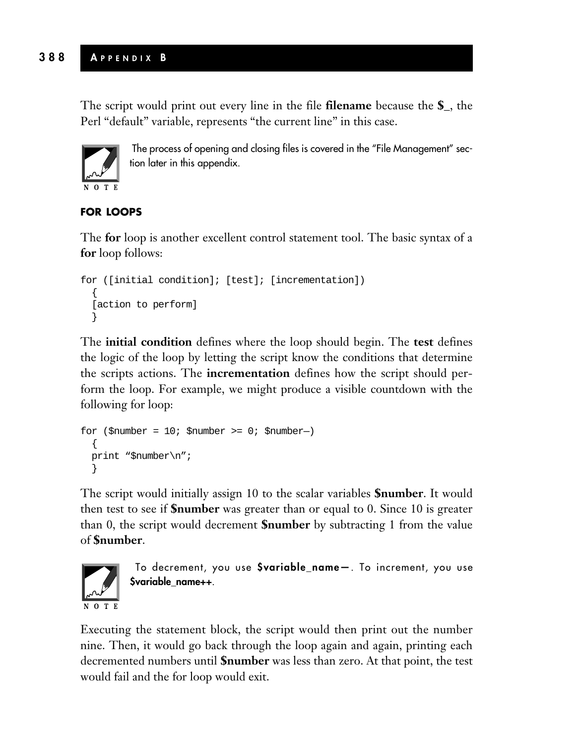The script would print out every line in the file **filename** because the **$_**, the Perl "default" variable, represents "the current line" in this case.

> NOTE: The process of opening and closing files is covered in the "File Management" section later in this appendix.

#### FOR LOOPS

The **for** loop is another excellent control statement tool. The basic syntax of a **for** loop follows:

```
for ([initial condition]; [test]; [incrementation])
  {
  [action to perform]
  }
```

The **initial condition** defines where the loop should begin. The **test** defines the logic of the loop by letting the script know the conditions that determine the scripts actions. The **incrementation** defines how the script should perform the loop. For example, we might produce a visible countdown with the following for loop:

```
for ($number = 10; $number >= 0; $number—)
  {
  print "$number\n";
  }
```

The script would initially assign 10 to the scalar variables **$number**. It would then test to see if **$number** was greater than or equal to 0. Since 10 is greater than 0, the script would decrement **$number** by subtracting 1 from the value of **$number**.

> NOTE: To decrement, you use **$variable_name—**. To increment, you use **$variable_name++**.

Executing the statement block, the script would then print out the number nine. Then, it would go back through the loop again and again, printing each decremented numbers until **$number** was less than zero. At that point, the test would fail and the for loop would exit.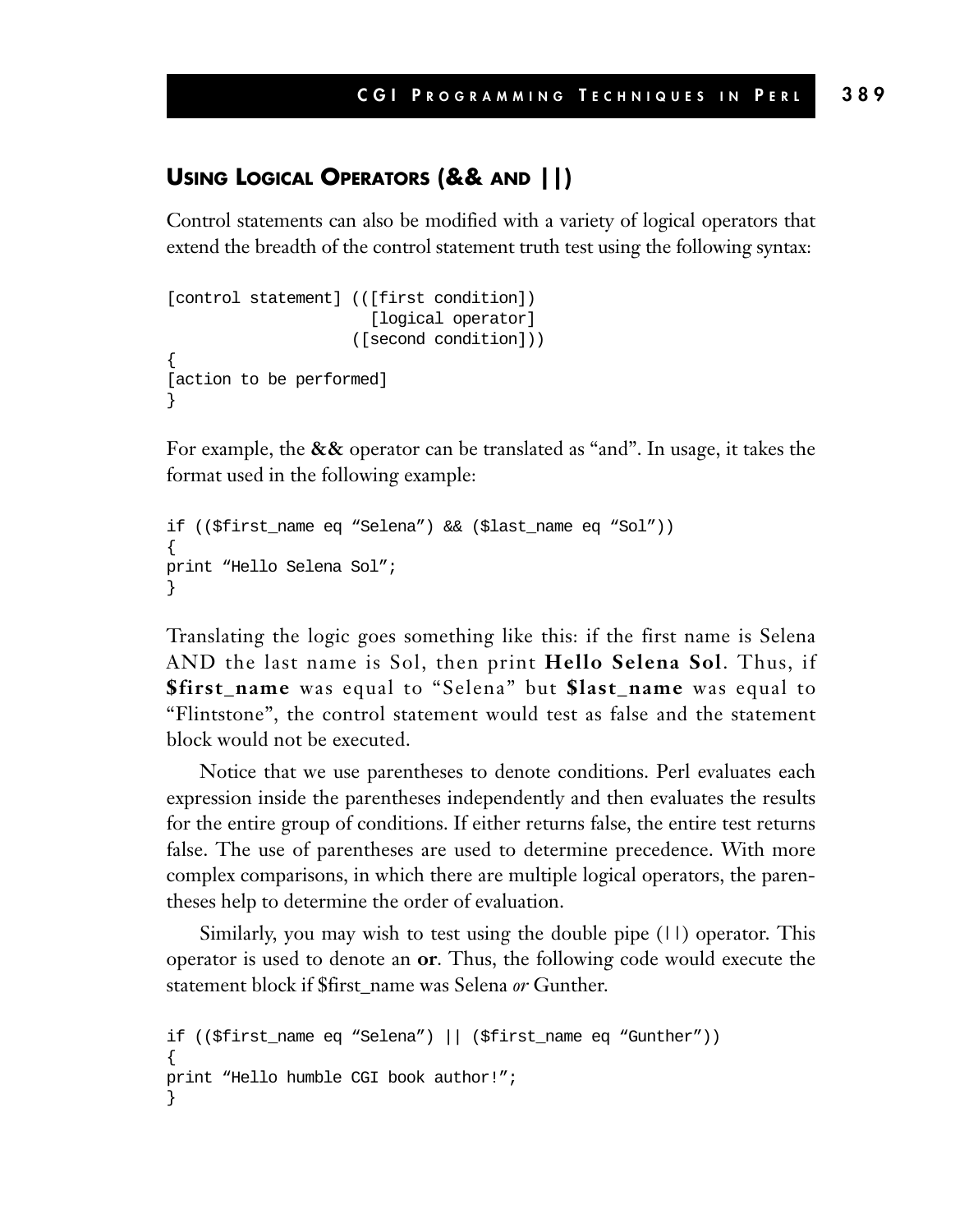## USING LOGICAL OPERATORS (&& AND ||)

Control statements can also be modified with a variety of logical operators that extend the breadth of the control statement truth test using the following syntax:

```
[control statement] (([first condition])
                      [logical operator]
                    ([second condition]))
{
[action to be performed]
}
```

For example, the **&&** operator can be translated as "and". In usage, it takes the format used in the following example:

```
if (($first_name eq "Selena") && ($last_name eq "Sol"))
{
print "Hello Selena Sol";
}
```

Translating the logic goes something like this: if the first name is Selena AND the last name is Sol, then print **Hello Selena Sol**. Thus, if **$first_name** was equal to "Selena" but **$last_name** was equal to "Flintstone", the control statement would test as false and the statement block would not be executed.

Notice that we use parentheses to denote conditions. Perl evaluates each expression inside the parentheses independently and then evaluates the results for the entire group of conditions. If either returns false, the entire test returns false. The use of parentheses are used to determine precedence. With more complex comparisons, in which there are multiple logical operators, the parentheses help to determine the order of evaluation.

Similarly, you may wish to test using the double pipe (||) operator. This operator is used to denote an **or**. Thus, the following code would execute the statement block if $first_name was Selena *or* Gunther.

```
if (($first_name eq "Selena") || ($first_name eq "Gunther"))
{
print "Hello humble CGI book author!";
}
```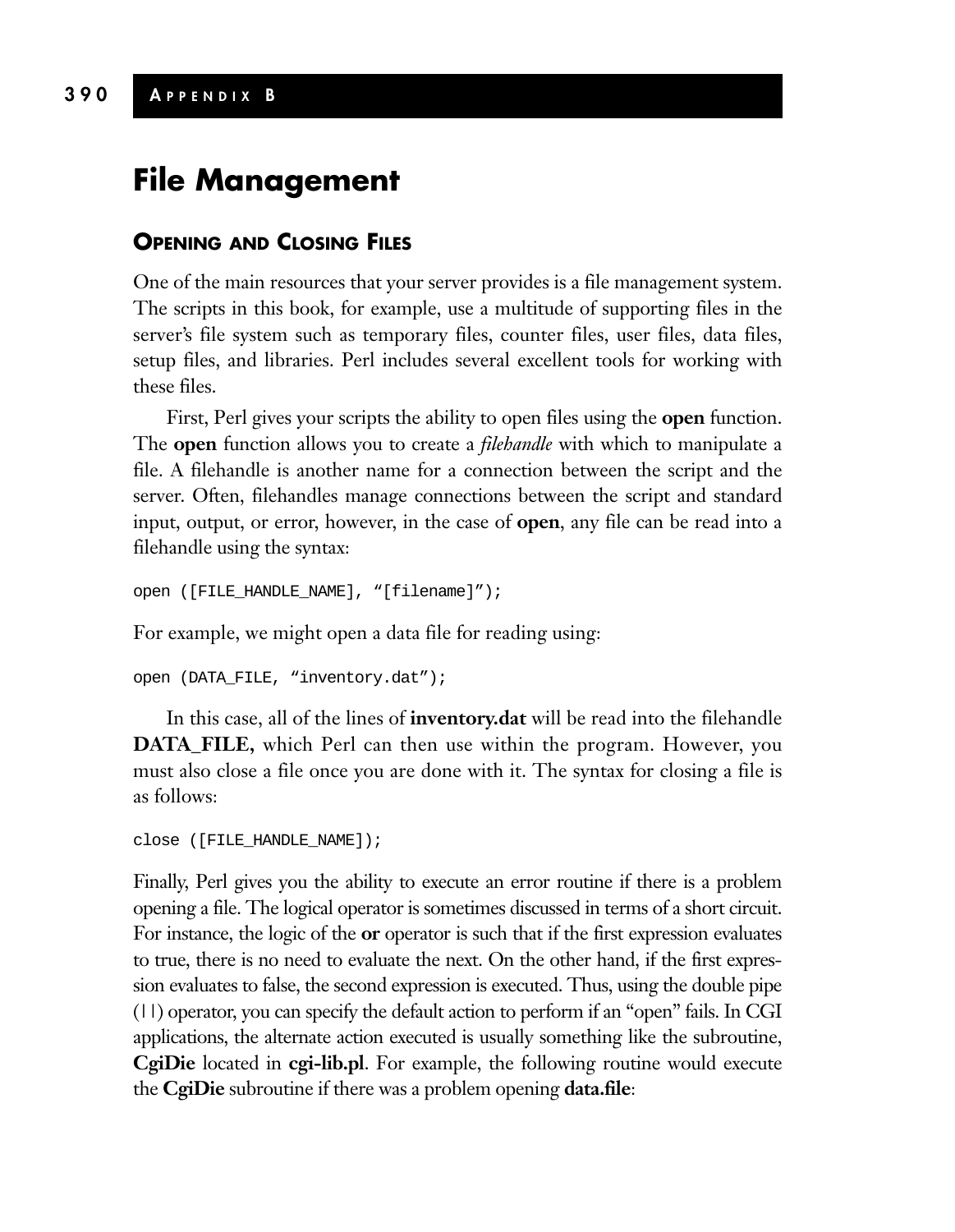# File Management

## Opening and Closing Files

One of the main resources that your server provides is a file management system. The scripts in this book, for example, use a multitude of supporting files in the server's file system such as temporary files, counter files, user files, data files, setup files, and libraries. Perl includes several excellent tools for working with these files.

First, Perl gives your scripts the ability to open files using the **open** function. The **open** function allows you to create a *filehandle* with which to manipulate a file. A filehandle is another name for a connection between the script and the server. Often, filehandles manage connections between the script and standard input, output, or error, however, in the case of **open**, any file can be read into a filehandle using the syntax:

```
open ([FILE_HANDLE_NAME], "[filename]");
```

For example, we might open a data file for reading using:

```
open (DATA_FILE, "inventory.dat");
```

In this case, all of the lines of **inventory.dat** will be read into the filehandle **DATA_FILE,** which Perl can then use within the program. However, you must also close a file once you are done with it. The syntax for closing a file is as follows:

```
close ([FILE_HANDLE_NAME]);
```

Finally, Perl gives you the ability to execute an error routine if there is a problem opening a file. The logical operator is sometimes discussed in terms of a short circuit. For instance, the logic of the **or** operator is such that if the first expression evaluates to true, there is no need to evaluate the next. On the other hand, if the first expression evaluates to false, the second expression is executed. Thus, using the double pipe (||) operator, you can specify the default action to perform if an "open" fails. In CGI applications, the alternate action executed is usually something like the subroutine, **CgiDie** located in **cgi-lib.pl**. For example, the following routine would execute the **CgiDie** subroutine if there was a problem opening **data.file**: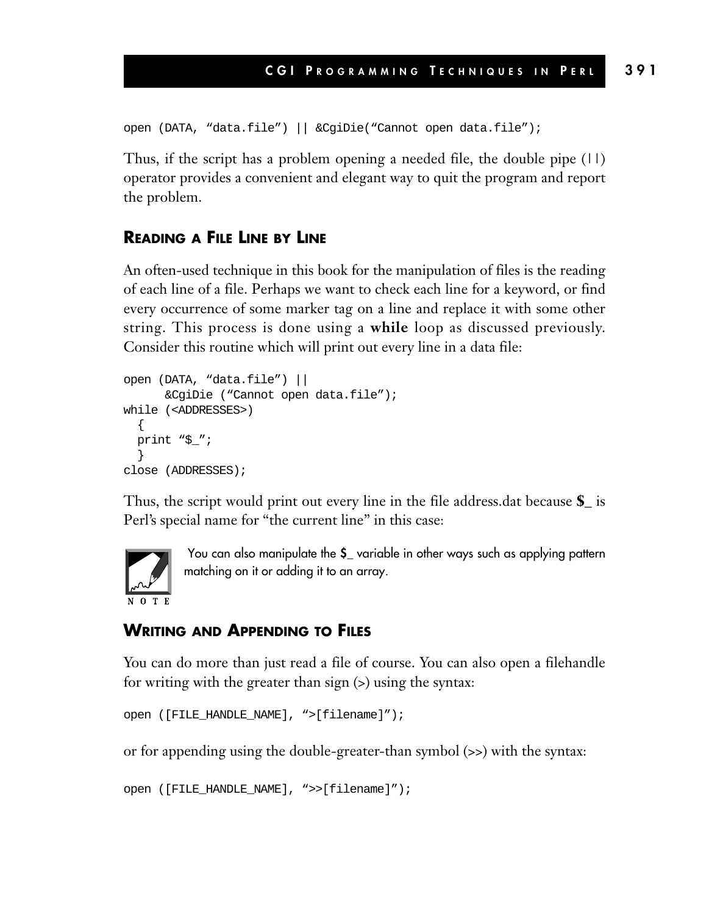```
open (DATA, "data.file") || &CgiDie("Cannot open data.file");
```

Thus, if the script has a problem opening a needed file, the double pipe (||) operator provides a convenient and elegant way to quit the program and report the problem.

### READING A FILE LINE BY LINE

An often-used technique in this book for the manipulation of files is the reading of each line of a file. Perhaps we want to check each line for a keyword, or find every occurrence of some marker tag on a line and replace it with some other string. This process is done using a **while** loop as discussed previously. Consider this routine which will print out every line in a data file:

```
open (DATA, "data.file") ||
      &CgiDie ("Cannot open data.file");
while (<ADDRESSES>)
  {
  print "$_";
  }
close (ADDRESSES);
```

Thus, the script would print out every line in the file address.dat because **$_** is Perl's special name for "the current line" in this case:

NOTE: You can also manipulate the **$_** variable in other ways such as applying pattern matching on it or adding it to an array.

### WRITING AND APPENDING TO FILES

You can do more than just read a file of course. You can also open a filehandle for writing with the greater than sign (>) using the syntax:

```
open ([FILE_HANDLE_NAME], ">[filename]");
```

or for appending using the double-greater-than symbol (>>) with the syntax:

```
open ([FILE_HANDLE_NAME], ">>[filename]");
```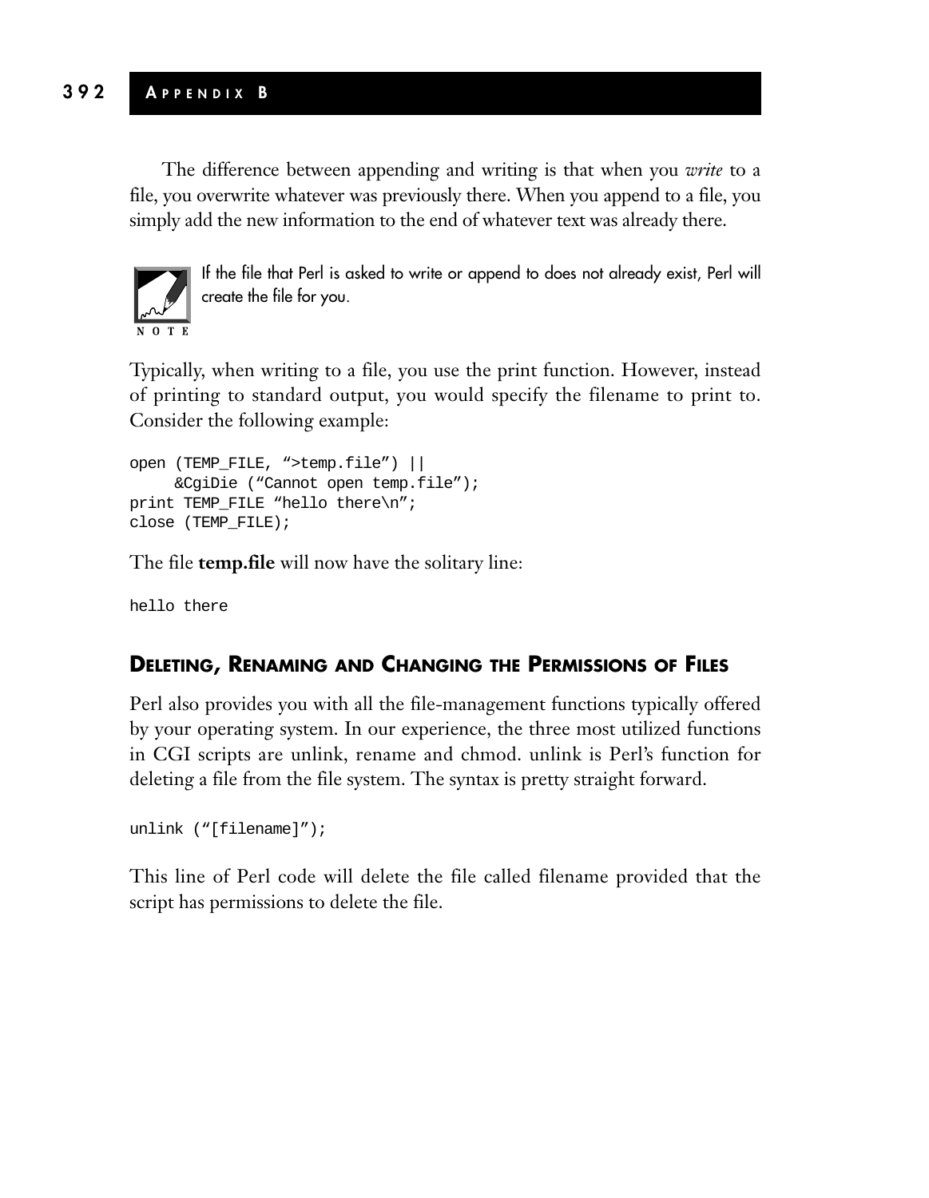The difference between appending and writing is that when you *write* to a file, you overwrite whatever was previously there. When you append to a file, you simply add the new information to the end of whatever text was already there.

> **NOTE:** If the file that Perl is asked to write or append to does not already exist, Perl will create the file for you.

Typically, when writing to a file, you use the print function. However, instead of printing to standard output, you would specify the filename to print to. Consider the following example:

```
open (TEMP_FILE, ">temp.file") ||
     &CgiDie ("Cannot open temp.file");
print TEMP_FILE "hello there\n";
close (TEMP_FILE);
```

The file **temp.file** will now have the solitary line:

```
hello there
```

### DELETING, RENAMING AND CHANGING THE PERMISSIONS OF FILES

Perl also provides you with all the file-management functions typically offered by your operating system. In our experience, the three most utilized functions in CGI scripts are unlink, rename and chmod. unlink is Perl's function for deleting a file from the file system. The syntax is pretty straight forward.

```
unlink ("[filename]");
```

This line of Perl code will delete the file called filename provided that the script has permissions to delete the file.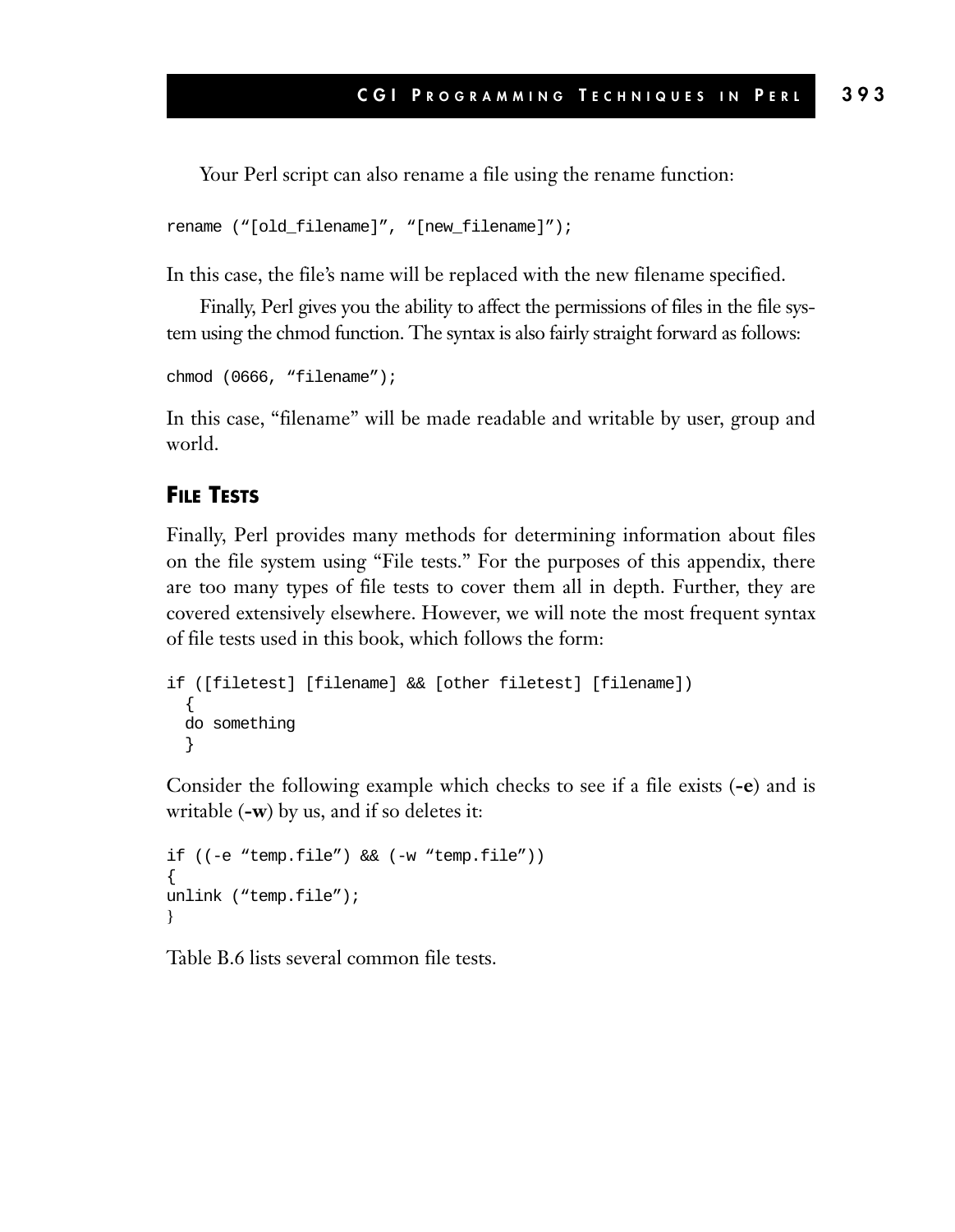Your Perl script can also rename a file using the rename function:

```
rename (“[old_filename]”, “[new_filename]”);
```

In this case, the file’s name will be replaced with the new filename specified.

Finally, Perl gives you the ability to affect the permissions of files in the file system using the chmod function. The syntax is also fairly straight forward as follows:

```
chmod (0666, “filename”);
```

In this case, “filename” will be made readable and writable by user, group and world.

## FILE TESTS

Finally, Perl provides many methods for determining information about files on the file system using “File tests.” For the purposes of this appendix, there are too many types of file tests to cover them all in depth. Further, they are covered extensively elsewhere. However, we will note the most frequent syntax of file tests used in this book, which follows the form:

```
if ([filetest] [filename] && [other filetest] [filename])
  {
  do something
  }
```

Consider the following example which checks to see if a file exists (**-e**) and is writable (**-w**) by us, and if so deletes it:

```
if ((-e “temp.file”) && (-w “temp.file”))
{
unlink (“temp.file”);
}
```

Table B.6 lists several common file tests.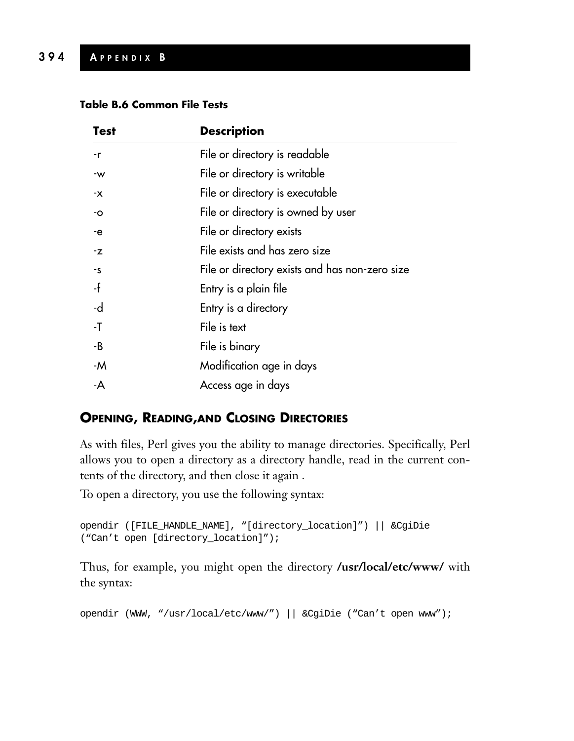**Table B.6 Common File Tests**

| Test | Description |
|---|---|
| -r | File or directory is readable |
| -w | File or directory is writable |
| -x | File or directory is executable |
| -o | File or directory is owned by user |
| -e | File or directory exists |
| -z | File exists and has zero size |
| -s | File or directory exists and has non-zero size |
| -f | Entry is a plain file |
| -d | Entry is a directory |
| -T | File is text |
| -B | File is binary |
| -M | Modification age in days |
| -A | Access age in days |

## Opening, Reading,and Closing Directories

As with files, Perl gives you the ability to manage directories. Specifically, Perl allows you to open a directory as a directory handle, read in the current contents of the directory, and then close it again .

To open a directory, you use the following syntax:

```
opendir ([FILE_HANDLE_NAME], "[directory_location]") || &CgiDie
("Can't open [directory_location]");
```

Thus, for example, you might open the directory **/usr/local/etc/www/** with the syntax:

```
opendir (WWW, "/usr/local/etc/www/") || &CgiDie ("Can't open www");
```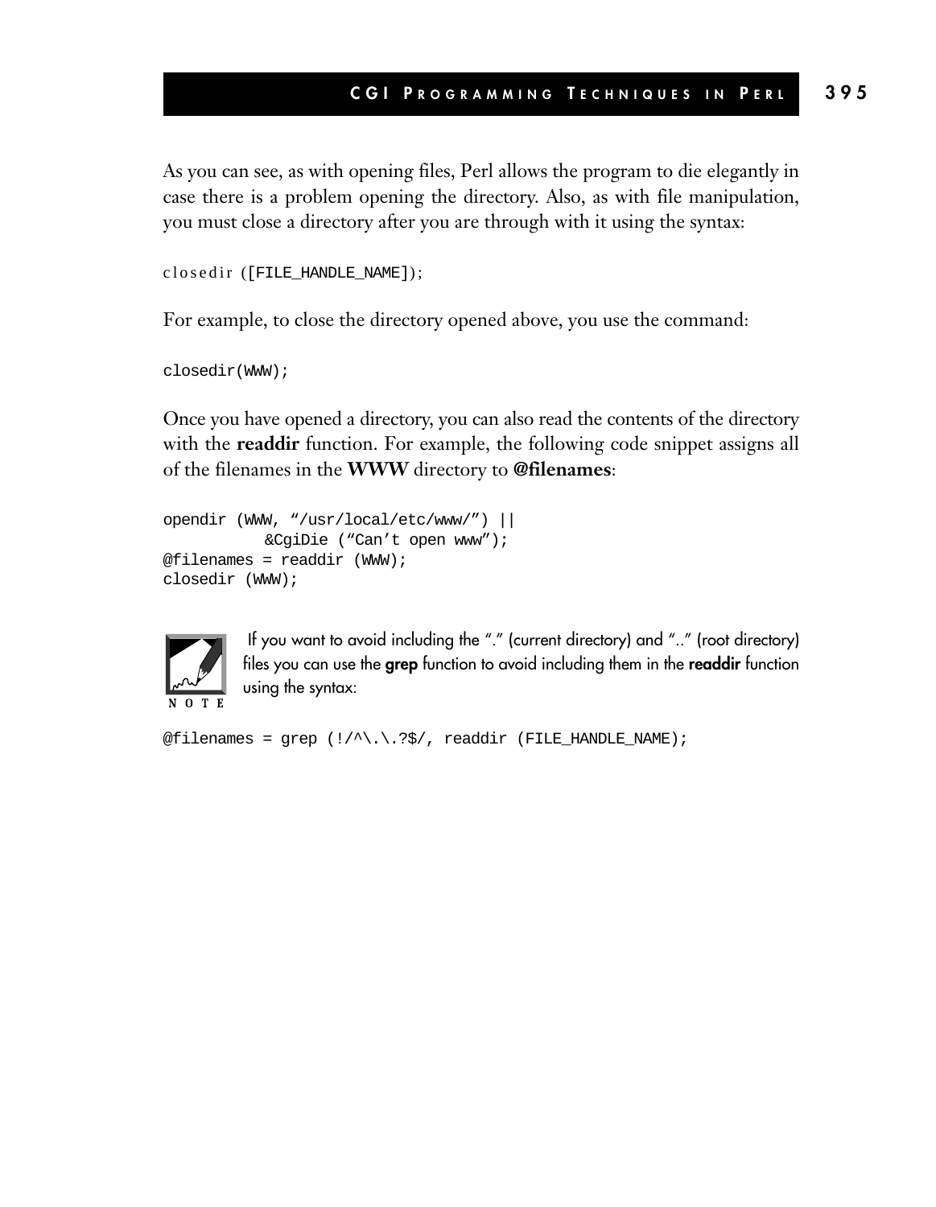As you can see, as with opening files, Perl allows the program to die elegantly in case there is a problem opening the directory. Also, as with file manipulation, you must close a directory after you are through with it using the syntax:

```
closedir ([FILE_HANDLE_NAME]);
```

For example, to close the directory opened above, you use the command:

```
closedir(WWW);
```

Once you have opened a directory, you can also read the contents of the directory with the **readdir** function. For example, the following code snippet assigns all of the filenames in the **WWW** directory to **@filenames**:

```
opendir (WWW, "/usr/local/etc/www/") ||
          &CgiDie ("Can't open www");
@filenames = readdir (WWW);
closedir (WWW);
```

NOTE

If you want to avoid including the "." (current directory) and ".." (root directory) files you can use the **grep** function to avoid including them in the **readdir** function using the syntax:

```
@filenames = grep (!/^\.\.?$/, readdir (FILE_HANDLE_NAME);
```